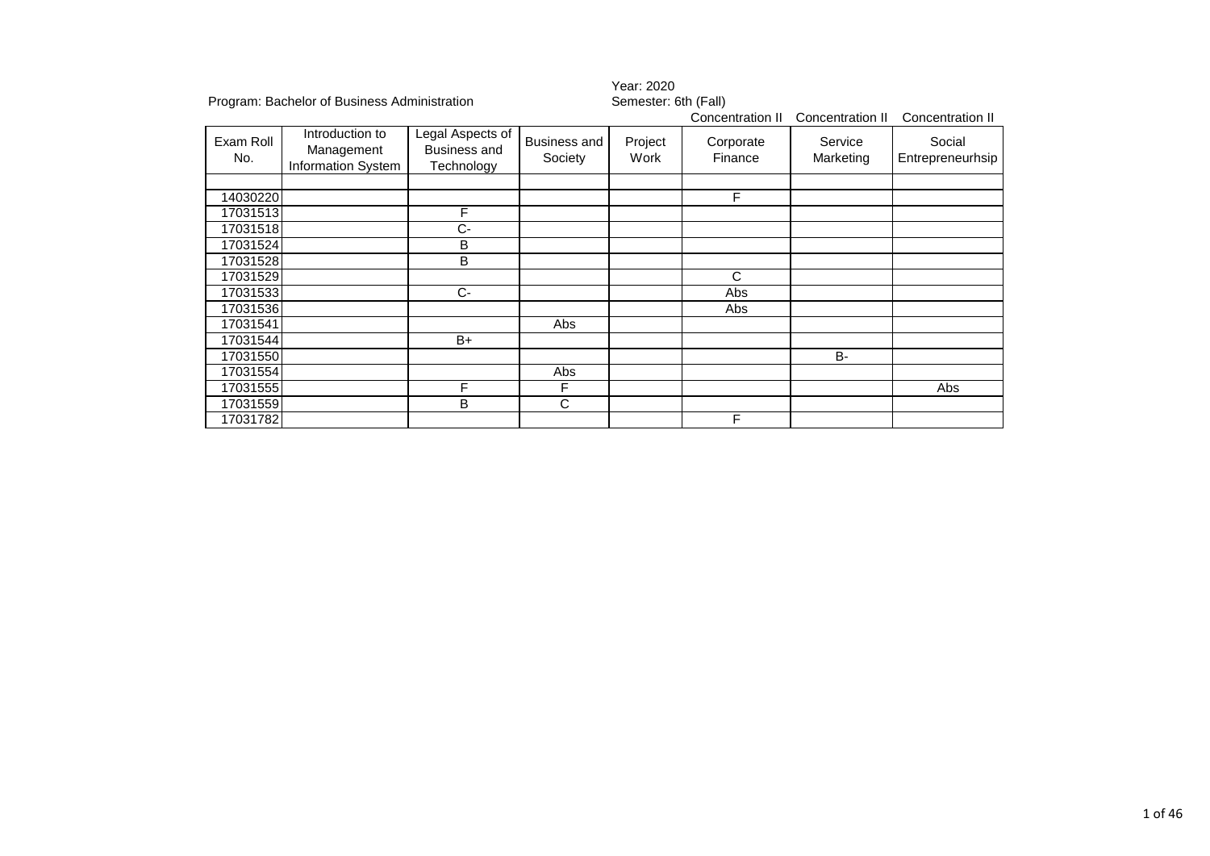Program: Bachelor of Business Administration

Year: 2020
Semester: 6th (Fall)

| | | | | | Concentration II | Concentration II | Concentration II |
|---|---|---|---|---|---|---|---|
| Exam Roll No. | Introduction to Management Information System | Legal Aspects of Business and Technology | Business and Society | Project Work | Corporate Finance | Service Marketing | Social Entrepreneurhsip |
| | | | | | | | |
| 14030220 | | | | | F | | |
| 17031513 | | F | | | | | |
| 17031518 | | C- | | | | | |
| 17031524 | | B | | | | | |
| 17031528 | | B | | | | | |
| 17031529 | | | | | C | | |
| 17031533 | | C- | | | Abs | | |
| 17031536 | | | | | Abs | | |
| 17031541 | | | Abs | | | | |
| 17031544 | | B+ | | | | | |
| 17031550 | | | | | | B- | |
| 17031554 | | | Abs | | | | |
| 17031555 | | F | F | | | | Abs |
| 17031559 | | B | C | | | | |
| 17031782 | | | | | F | | |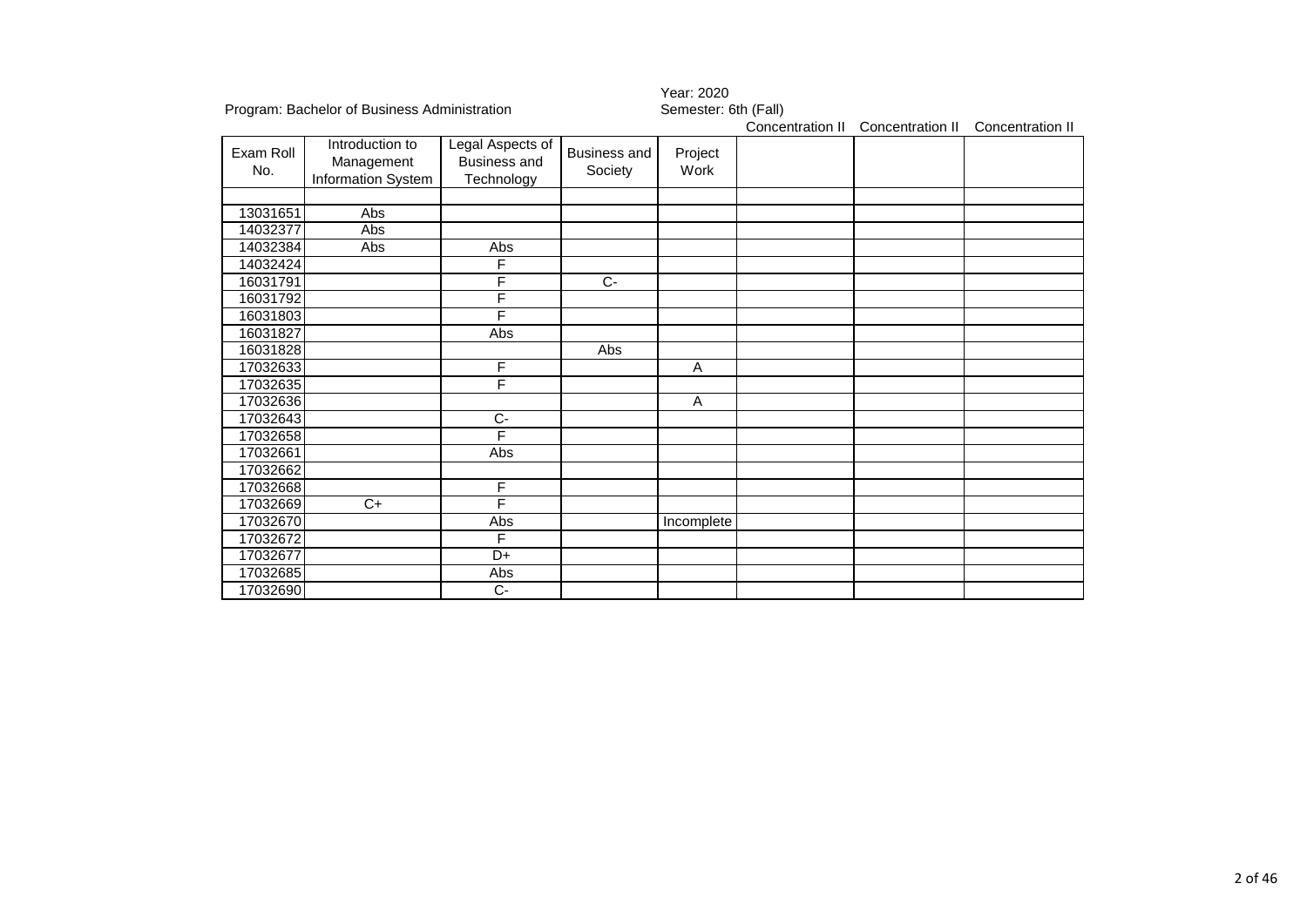Program: Bachelor of Business Administration

Year: 2020
Semester: 6th (Fall)

| Exam Roll No. | Introduction to Management Information System | Legal Aspects of Business and Technology | Business and Society | Project Work | Concentration II | Concentration II | Concentration II |
|---|---|---|---|---|---|---|---|
| | | | | | | | |
| 13031651 | Abs | | | | | | |
| 14032377 | Abs | | | | | | |
| 14032384 | Abs | Abs | | | | | |
| 14032424 | | F | | | | | |
| 16031791 | | F | C- | | | | |
| 16031792 | | F | | | | | |
| 16031803 | | F | | | | | |
| 16031827 | | Abs | | | | | |
| 16031828 | | | Abs | | | | |
| 17032633 | | F | | A | | | |
| 17032635 | | F | | | | | |
| 17032636 | | | | A | | | |
| 17032643 | | C- | | | | | |
| 17032658 | | F | | | | | |
| 17032661 | | Abs | | | | | |
| 17032662 | | | | | | | |
| 17032668 | | F | | | | | |
| 17032669 | C+ | F | | | | | |
| 17032670 | | Abs | | Incomplete | | | |
| 17032672 | | F | | | | | |
| 17032677 | | D+ | | | | | |
| 17032685 | | Abs | | | | | |
| 17032690 | | C- | | | | | |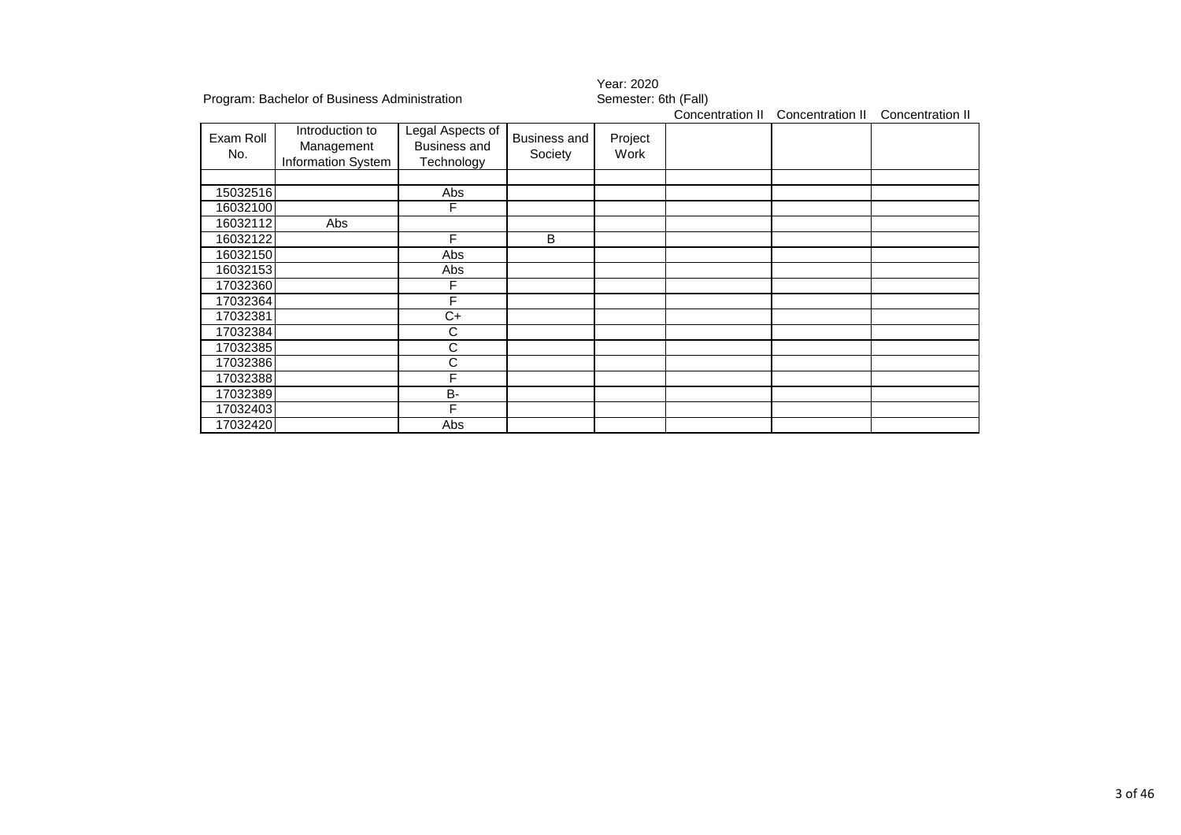Program: Bachelor of Business Administration

Year: 2020
Semester: 6th (Fall)

| Exam Roll No. | Introduction to Management Information System | Legal Aspects of Business and Technology | Business and Society | Project Work | Concentration II | Concentration II | Concentration II |
|---|---|---|---|---|---|---|---|
| | | | | | | | |
| 15032516 | | Abs | | | | | |
| 16032100 | | F | | | | | |
| 16032112 | Abs | | | | | | |
| 16032122 | | F | B | | | | |
| 16032150 | | Abs | | | | | |
| 16032153 | | Abs | | | | | |
| 17032360 | | F | | | | | |
| 17032364 | | F | | | | | |
| 17032381 | | C+ | | | | | |
| 17032384 | | C | | | | | |
| 17032385 | | C | | | | | |
| 17032386 | | C | | | | | |
| 17032388 | | F | | | | | |
| 17032389 | | B- | | | | | |
| 17032403 | | F | | | | | |
| 17032420 | | Abs | | | | | |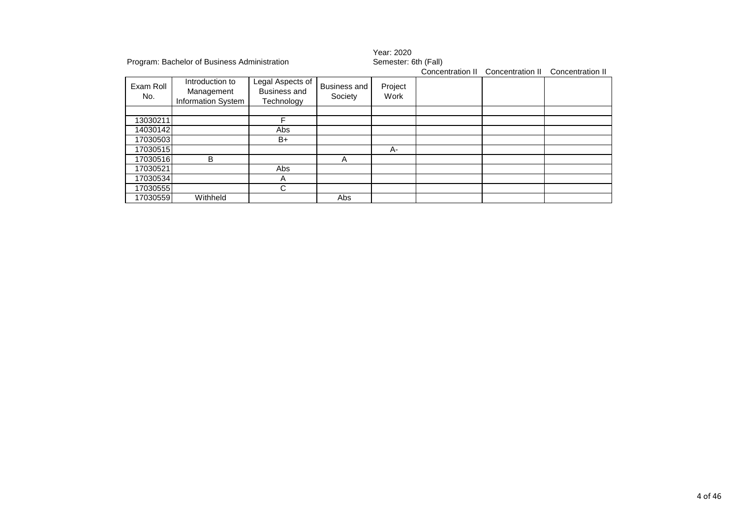Program: Bachelor of Business Administration

Year: 2020
Semester: 6th (Fall)

| Exam Roll No. | Introduction to Management Information System | Legal Aspects of Business and Technology | Business and Society | Project Work | Concentration II | Concentration II | Concentration II |
|---|---|---|---|---|---|---|---|
| | | | | | | | |
| 13030211 | | F | | | | | |
| 14030142 | | Abs | | | | | |
| 17030503 | | B+ | | | | | |
| 17030515 | | | | A- | | | |
| 17030516 | B | | A | | | | |
| 17030521 | | Abs | | | | | |
| 17030534 | | A | | | | | |
| 17030555 | | C | | | | | |
| 17030559 | Withheld | | Abs | | | | |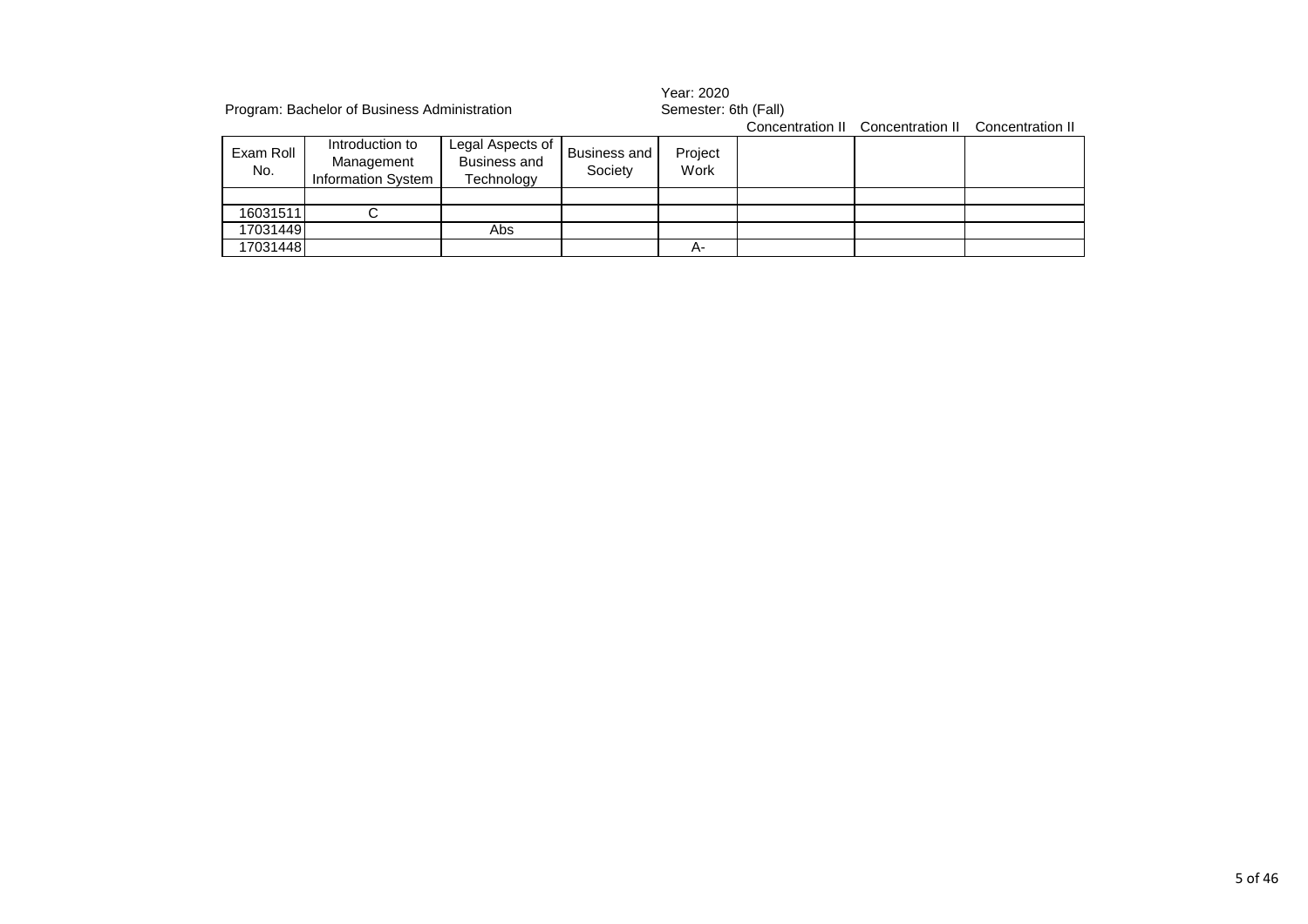Program: Bachelor of Business Administration

Year: 2020
Semester: 6th (Fall)

| Exam Roll No. | Introduction to Management Information System | Legal Aspects of Business and Technology | Business and Society | Project Work | Concentration II | Concentration II | Concentration II |
|---|---|---|---|---|---|---|---|
| | | | | | | | |
| 16031511 | C | | | | | | |
| 17031449 | | Abs | | | | | |
| 17031448 | | | | A- | | | |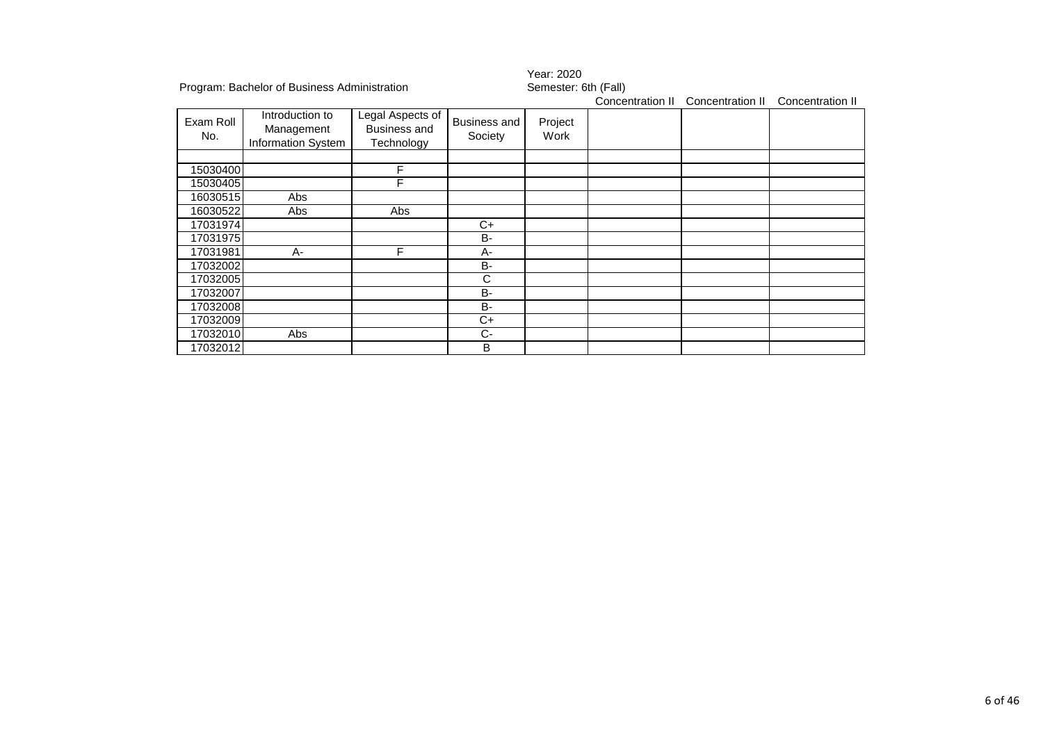Program: Bachelor of Business Administration

Year: 2020
Semester: 6th (Fall)

| Exam Roll No. | Introduction to Management Information System | Legal Aspects of Business and Technology | Business and Society | Project Work | Concentration II | Concentration II | Concentration II |
|---|---|---|---|---|---|---|---|
| | | | | | | | |
| 15030400 | | F | | | | | |
| 15030405 | | F | | | | | |
| 16030515 | Abs | | | | | | |
| 16030522 | Abs | Abs | | | | | |
| 17031974 | | | C+ | | | | |
| 17031975 | | | B- | | | | |
| 17031981 | A- | F | A- | | | | |
| 17032002 | | | B- | | | | |
| 17032005 | | | C | | | | |
| 17032007 | | | B- | | | | |
| 17032008 | | | B- | | | | |
| 17032009 | | | C+ | | | | |
| 17032010 | Abs | | C- | | | | |
| 17032012 | | | B | | | | |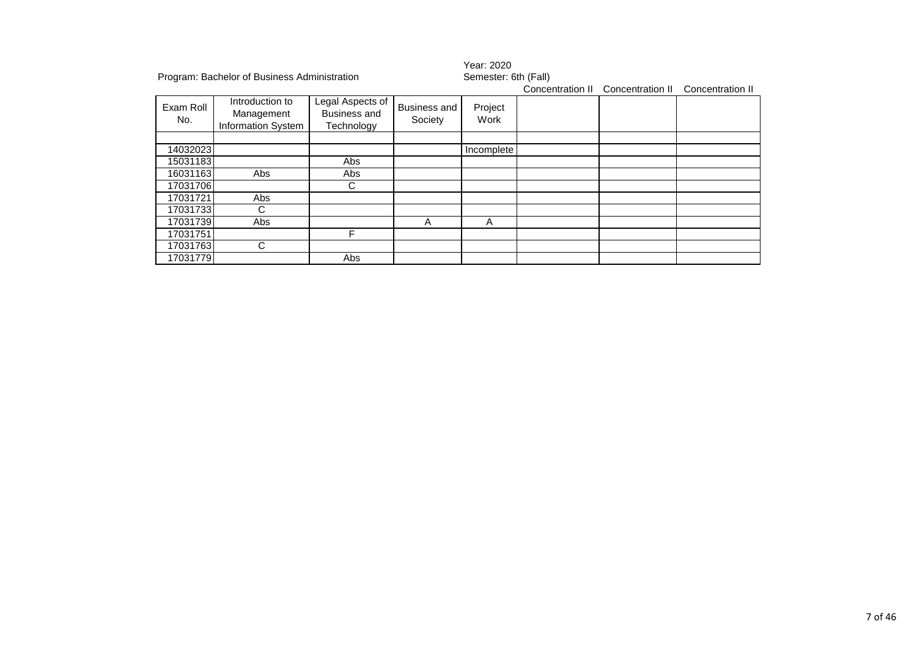Program: Bachelor of Business Administration

Year: 2020
Semester: 6th (Fall)

| Exam Roll No. | Introduction to Management Information System | Legal Aspects of Business and Technology | Business and Society | Project Work | Concentration II | Concentration II | Concentration II |
|---|---|---|---|---|---|---|---|
| | | | | | | | |
| 14032023 | | | | Incomplete | | | |
| 15031183 | | Abs | | | | | |
| 16031163 | Abs | Abs | | | | | |
| 17031706 | | C | | | | | |
| 17031721 | Abs | | | | | | |
| 17031733 | C | | | | | | |
| 17031739 | Abs | | A | A | | | |
| 17031751 | | F | | | | | |
| 17031763 | C | | | | | | |
| 17031779 | | Abs | | | | | |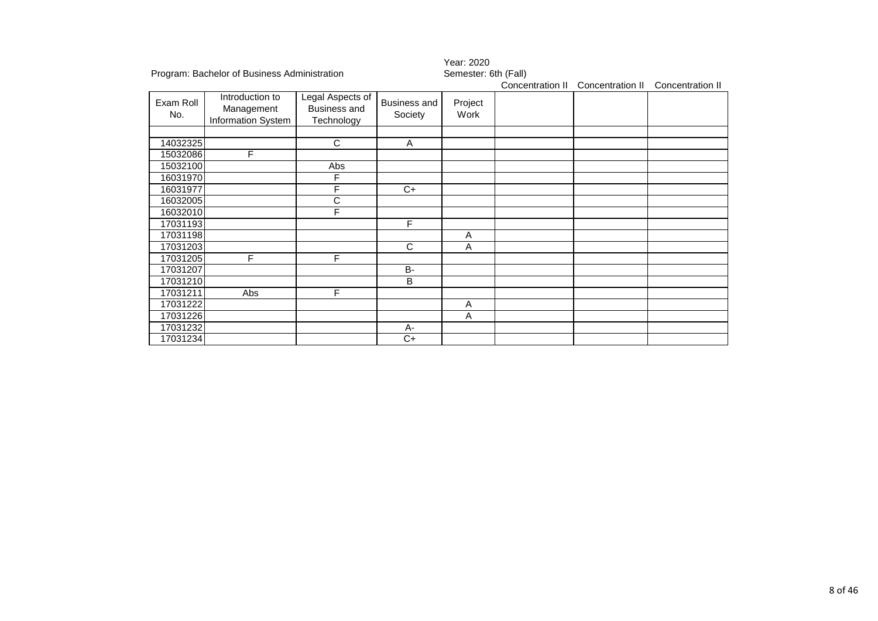Program: Bachelor of Business Administration

Year: 2020
Semester: 6th (Fall)

| Exam Roll No. | Introduction to Management Information System | Legal Aspects of Business and Technology | Business and Society | Project Work | Concentration II | Concentration II | Concentration II |
|---|---|---|---|---|---|---|---|
| | | | | | | | |
| 14032325 | | C | A | | | | |
| 15032086 | F | | | | | | |
| 15032100 | | Abs | | | | | |
| 16031970 | | F | | | | | |
| 16031977 | | F | C+ | | | | |
| 16032005 | | C | | | | | |
| 16032010 | | F | | | | | |
| 17031193 | | | F | | | | |
| 17031198 | | | | A | | | |
| 17031203 | | | C | A | | | |
| 17031205 | F | F | | | | | |
| 17031207 | | | B- | | | | |
| 17031210 | | | B | | | | |
| 17031211 | Abs | F | | | | | |
| 17031222 | | | | A | | | |
| 17031226 | | | | A | | | |
| 17031232 | | | A- | | | | |
| 17031234 | | | C+ | | | | |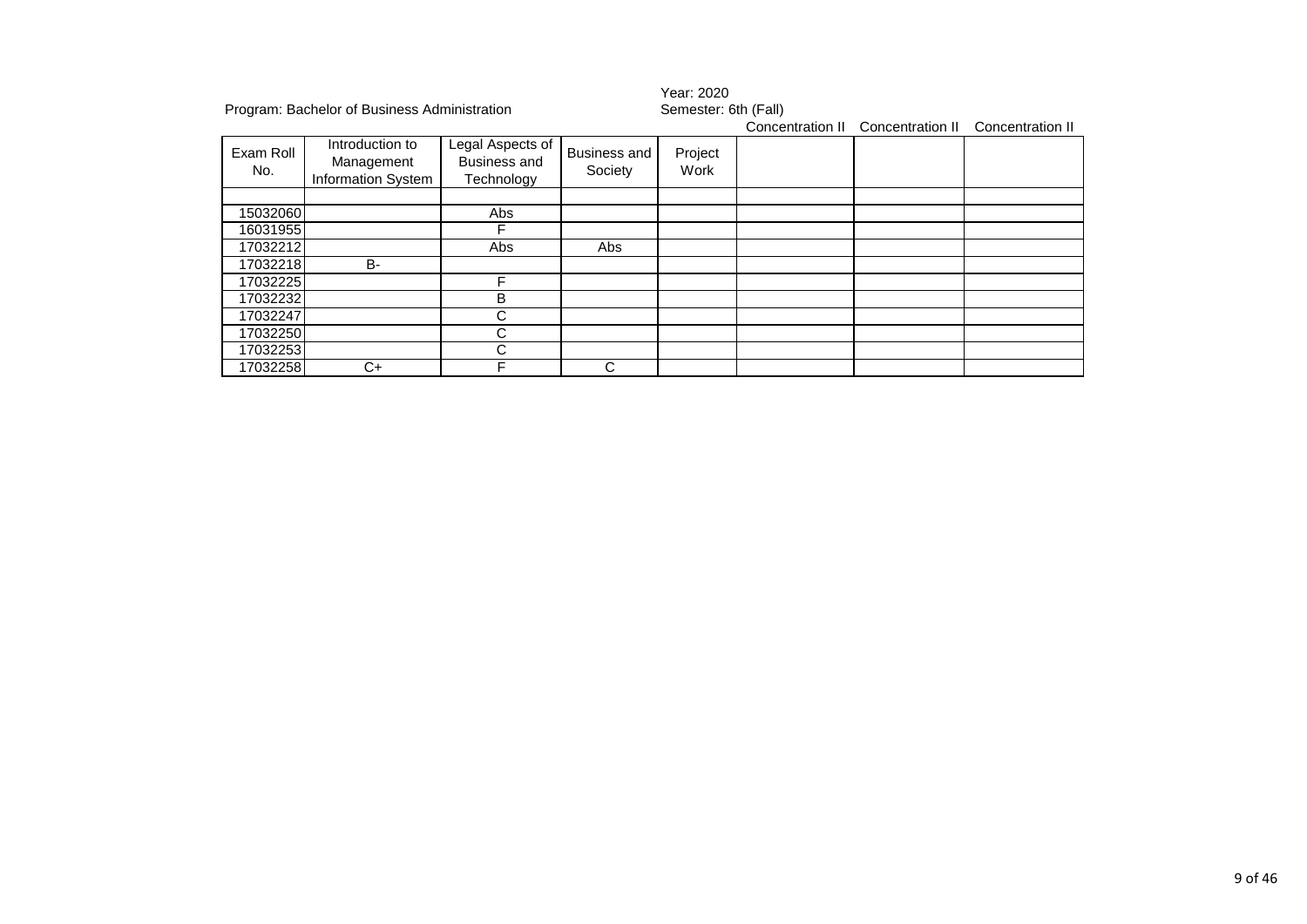Program: Bachelor of Business Administration

Year: 2020
Semester: 6th (Fall)

| Exam Roll No. | Introduction to Management Information System | Legal Aspects of Business and Technology | Business and Society | Project Work | Concentration II | Concentration II | Concentration II |
|---|---|---|---|---|---|---|---|
| | | | | | | | |
| 15032060 | | Abs | | | | | |
| 16031955 | | F | | | | | |
| 17032212 | | Abs | Abs | | | | |
| 17032218 | B- | | | | | | |
| 17032225 | | F | | | | | |
| 17032232 | | B | | | | | |
| 17032247 | | C | | | | | |
| 17032250 | | C | | | | | |
| 17032253 | | C | | | | | |
| 17032258 | C+ | F | C | | | | |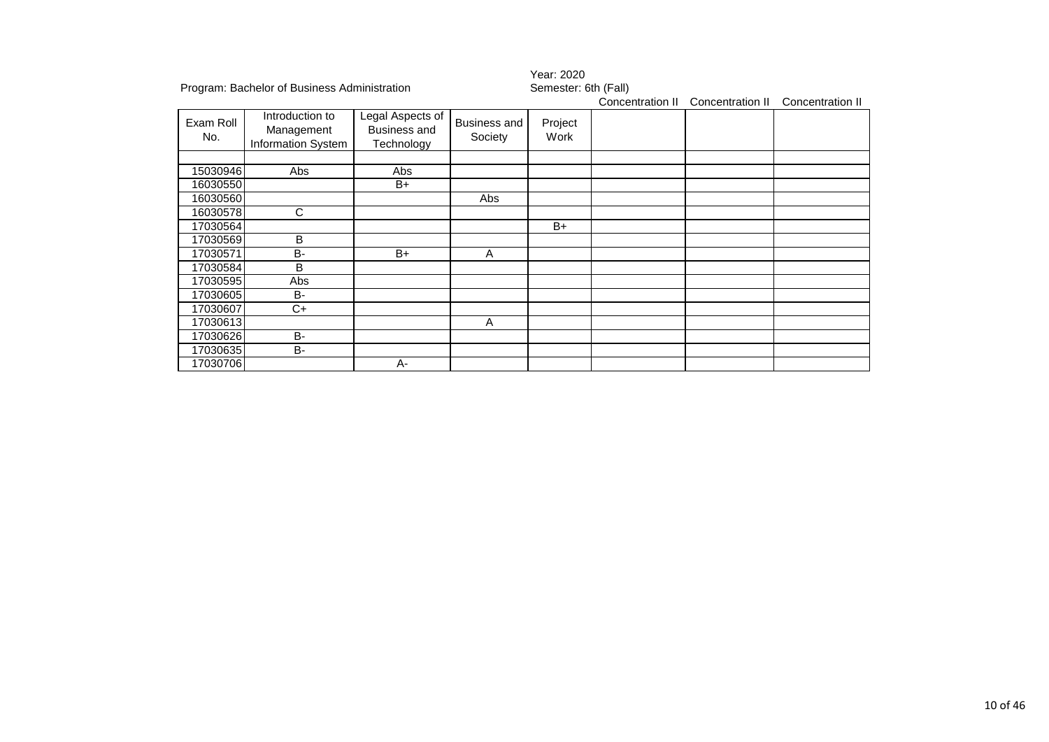Program: Bachelor of Business Administration

Year: 2020
Semester: 6th (Fall)

| Exam Roll No. | Introduction to Management Information System | Legal Aspects of Business and Technology | Business and Society | Project Work | Concentration II | Concentration II | Concentration II |
|---|---|---|---|---|---|---|---|
| | | | | | | | |
| 15030946 | Abs | Abs | | | | | |
| 16030550 | | B+ | | | | | |
| 16030560 | | | Abs | | | | |
| 16030578 | C | | | | | | |
| 17030564 | | | | B+ | | | |
| 17030569 | B | | | | | | |
| 17030571 | B- | B+ | A | | | | |
| 17030584 | B | | | | | | |
| 17030595 | Abs | | | | | | |
| 17030605 | B- | | | | | | |
| 17030607 | C+ | | | | | | |
| 17030613 | | | A | | | | |
| 17030626 | B- | | | | | | |
| 17030635 | B- | | | | | | |
| 17030706 | | A- | | | | | |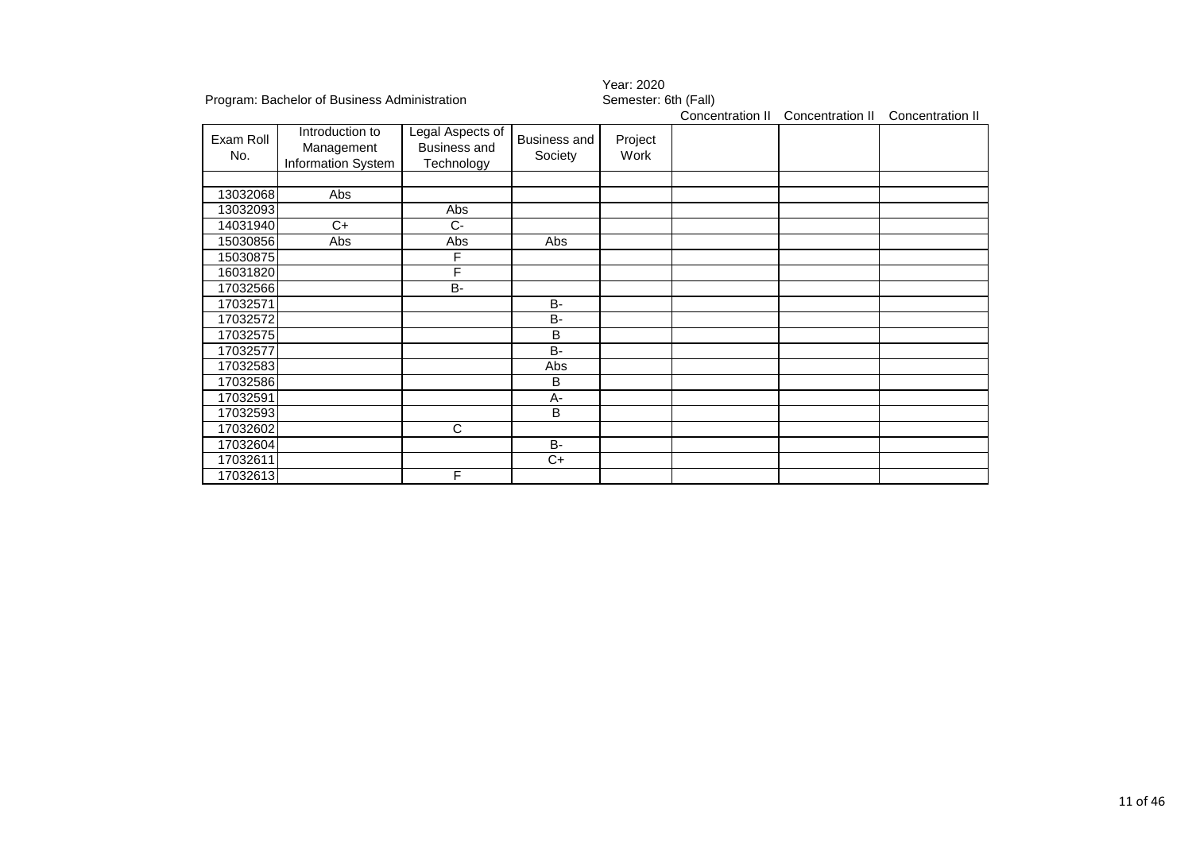Program: Bachelor of Business Administration

Year: 2020
Semester: 6th (Fall)

| | | | | | Concentration II | Concentration II | Concentration II |
|---|---|---|---|---|---|---|---|
| Exam Roll No. | Introduction to Management Information System | Legal Aspects of Business and Technology | Business and Society | Project Work | | | |
| | | | | | | | |
| 13032068 | Abs | | | | | | |
| 13032093 | | Abs | | | | | |
| 14031940 | C+ | C- | | | | | |
| 15030856 | Abs | Abs | Abs | | | | |
| 15030875 | | F | | | | | |
| 16031820 | | F | | | | | |
| 17032566 | | B- | | | | | |
| 17032571 | | | B- | | | | |
| 17032572 | | | B- | | | | |
| 17032575 | | | B | | | | |
| 17032577 | | | B- | | | | |
| 17032583 | | | Abs | | | | |
| 17032586 | | | B | | | | |
| 17032591 | | | A- | | | | |
| 17032593 | | | B | | | | |
| 17032602 | | C | | | | | |
| 17032604 | | | B- | | | | |
| 17032611 | | | C+ | | | | |
| 17032613 | | F | | | | | |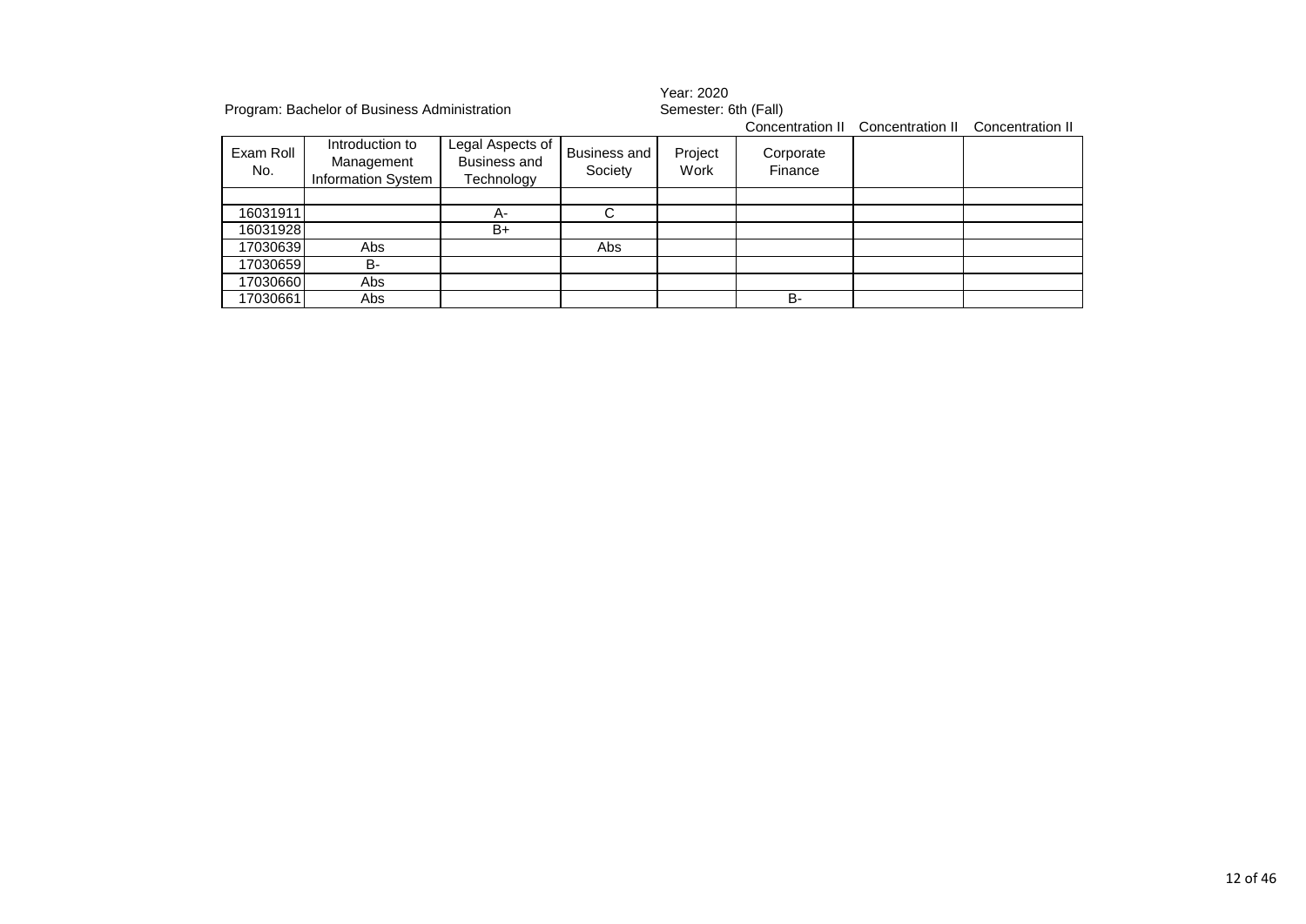Program: Bachelor of Business Administration

Year: 2020
Semester: 6th (Fall)

| Exam Roll No. | Introduction to Management Information System | Legal Aspects of Business and Technology | Business and Society | Project Work | Concentration II<br>Corporate Finance | Concentration II | Concentration II |
|---|---|---|---|---|---|---|---|
| | | | | | | | |
| 16031911 | | A- | C | | | | |
| 16031928 | | B+ | | | | | |
| 17030639 | Abs | | Abs | | | | |
| 17030659 | B- | | | | | | |
| 17030660 | Abs | | | | | | |
| 17030661 | Abs | | | | B- | | |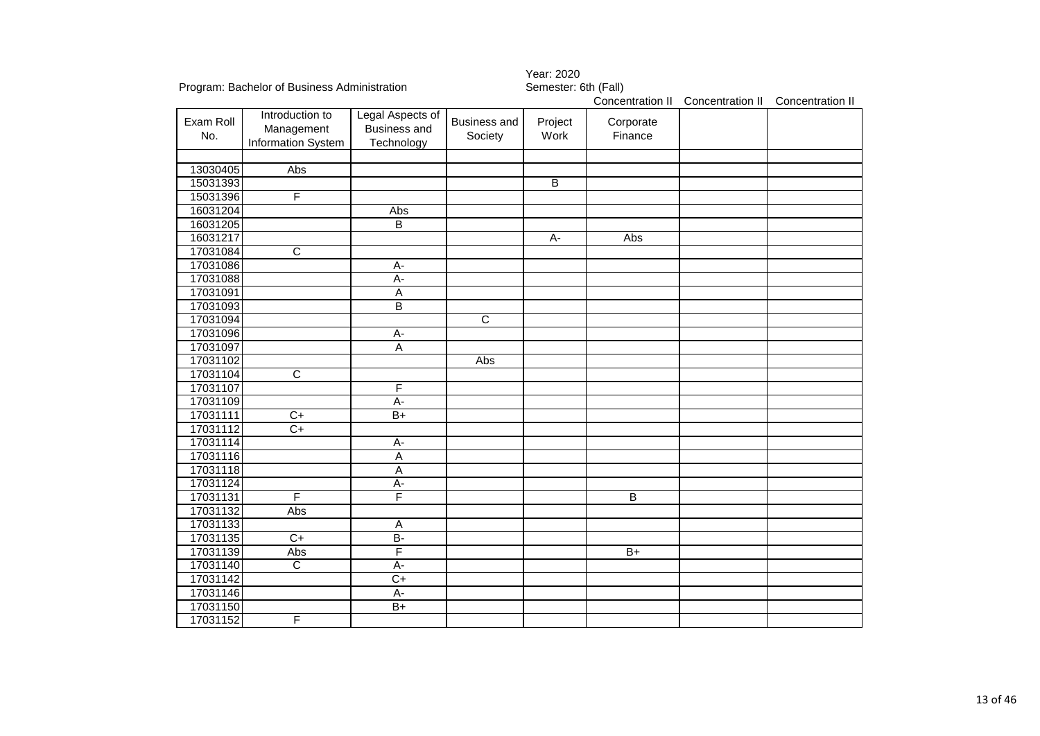Program: Bachelor of Business Administration

Year: 2020
Semester: 6th (Fall)

| Exam Roll No. | Introduction to Management Information System | Legal Aspects of Business and Technology | Business and Society | Project Work | Concentration II<br>Corporate Finance | Concentration II | Concentration II |
|---|---|---|---|---|---|---|---|
| | | | | | | | |
| 13030405 | Abs | | | | | | |
| 15031393 | | | | B | | | |
| 15031396 | F | | | | | | |
| 16031204 | | Abs | | | | | |
| 16031205 | | B | | | | | |
| 16031217 | | | | A- | Abs | | |
| 17031084 | C | | | | | | |
| 17031086 | | A- | | | | | |
| 17031088 | | A- | | | | | |
| 17031091 | | A | | | | | |
| 17031093 | | B | | | | | |
| 17031094 | | | C | | | | |
| 17031096 | | A- | | | | | |
| 17031097 | | A | | | | | |
| 17031102 | | | Abs | | | | |
| 17031104 | C | | | | | | |
| 17031107 | | F | | | | | |
| 17031109 | | A- | | | | | |
| 17031111 | C+ | B+ | | | | | |
| 17031112 | C+ | | | | | | |
| 17031114 | | A- | | | | | |
| 17031116 | | A | | | | | |
| 17031118 | | A | | | | | |
| 17031124 | | A- | | | | | |
| 17031131 | F | F | | | B | | |
| 17031132 | Abs | | | | | | |
| 17031133 | | A | | | | | |
| 17031135 | C+ | B- | | | | | |
| 17031139 | Abs | F | | | B+ | | |
| 17031140 | C | A- | | | | | |
| 17031142 | | C+ | | | | | |
| 17031146 | | A- | | | | | |
| 17031150 | | B+ | | | | | |
| 17031152 | F | | | | | | |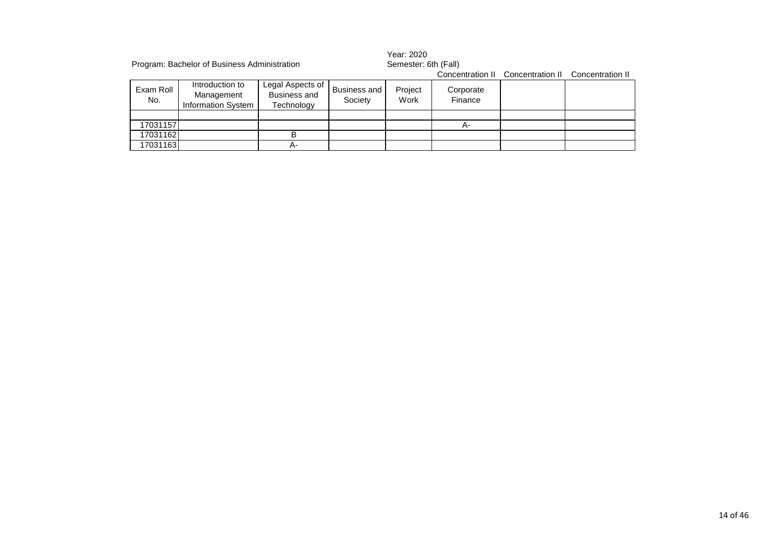Program: Bachelor of Business Administration

Year: 2020
Semester: 6th (Fall)

| | | | | | Concentration II | Concentration II | Concentration II |
|---|---|---|---|---|---|---|---|
| Exam Roll No. | Introduction to Management Information System | Legal Aspects of Business and Technology | Business and Society | Project Work | Corporate Finance | | |
| | | | | | | | |
| 17031157 | | | | | A- | | |
| 17031162 | | B | | | | | |
| 17031163 | | A- | | | | | |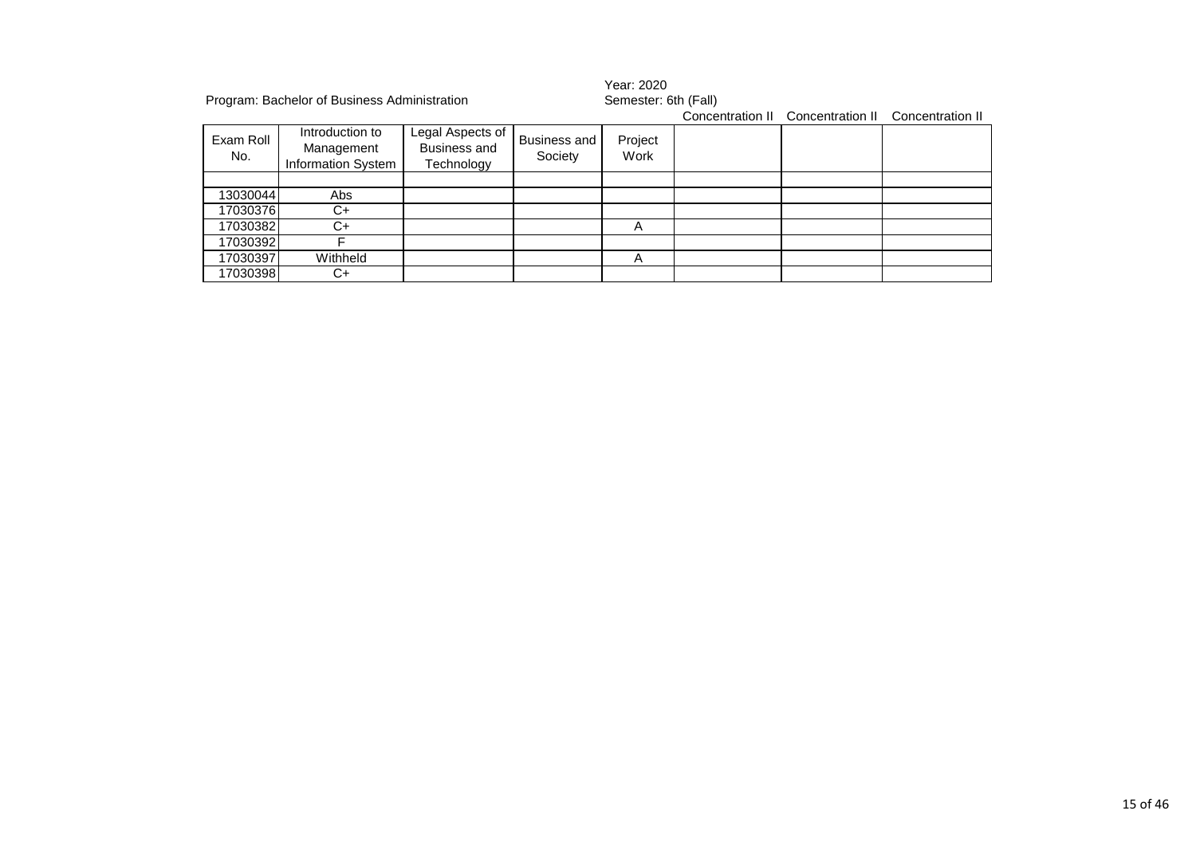Program: Bachelor of Business Administration

Year: 2020
Semester: 6th (Fall)

| Exam Roll No. | Introduction to Management Information System | Legal Aspects of Business and Technology | Business and Society | Project Work | Concentration II | Concentration II | Concentration II |
|---|---|---|---|---|---|---|---|
| | | | | | | | |
| 13030044 | Abs | | | | | | |
| 17030376 | C+ | | | | | | |
| 17030382 | C+ | | | A | | | |
| 17030392 | F | | | | | | |
| 17030397 | Withheld | | | A | | | |
| 17030398 | C+ | | | | | | |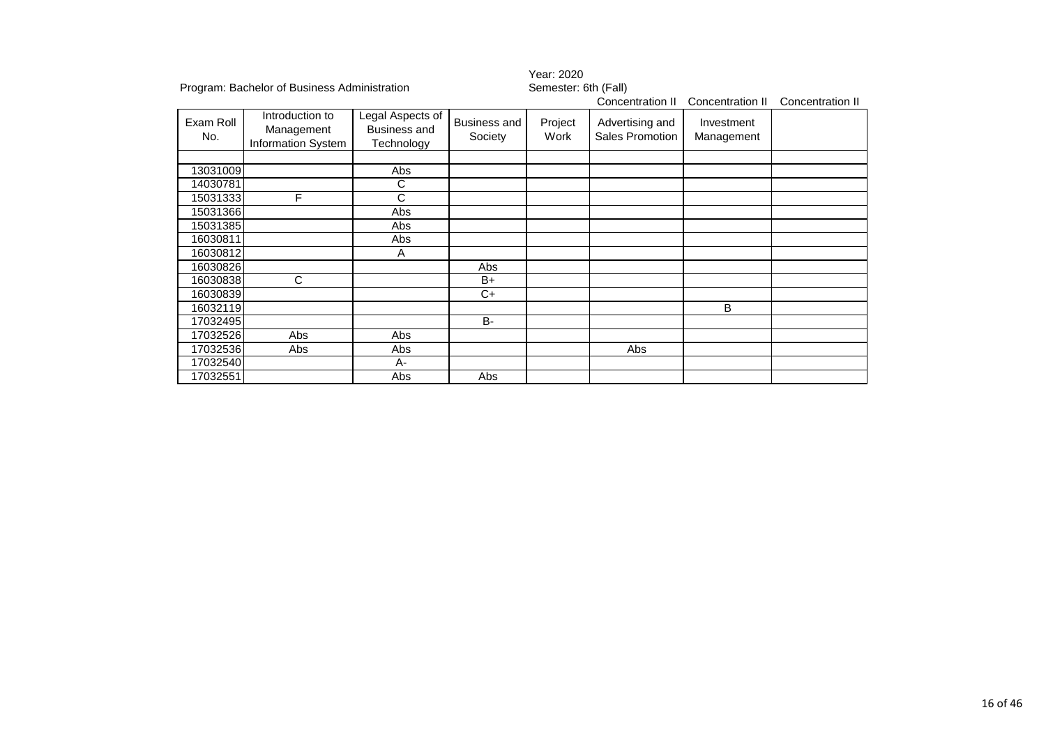Program: Bachelor of Business Administration

Year: 2020
Semester: 6th (Fall)

| | | | | | Concentration II | Concentration II | Concentration II |
|---|---|---|---|---|---|---|---|
| Exam Roll No. | Introduction to Management Information System | Legal Aspects of Business and Technology | Business and Society | Project Work | Advertising and Sales Promotion | Investment Management | |
| | | | | | | | |
| 13031009 | | Abs | | | | | |
| 14030781 | | C | | | | | |
| 15031333 | F | C | | | | | |
| 15031366 | | Abs | | | | | |
| 15031385 | | Abs | | | | | |
| 16030811 | | Abs | | | | | |
| 16030812 | | A | | | | | |
| 16030826 | | | Abs | | | | |
| 16030838 | C | | B+ | | | | |
| 16030839 | | | C+ | | | | |
| 16032119 | | | | | | B | |
| 17032495 | | | B- | | | | |
| 17032526 | Abs | Abs | | | | | |
| 17032536 | Abs | Abs | | | Abs | | |
| 17032540 | | A- | | | | | |
| 17032551 | | Abs | Abs | | | | |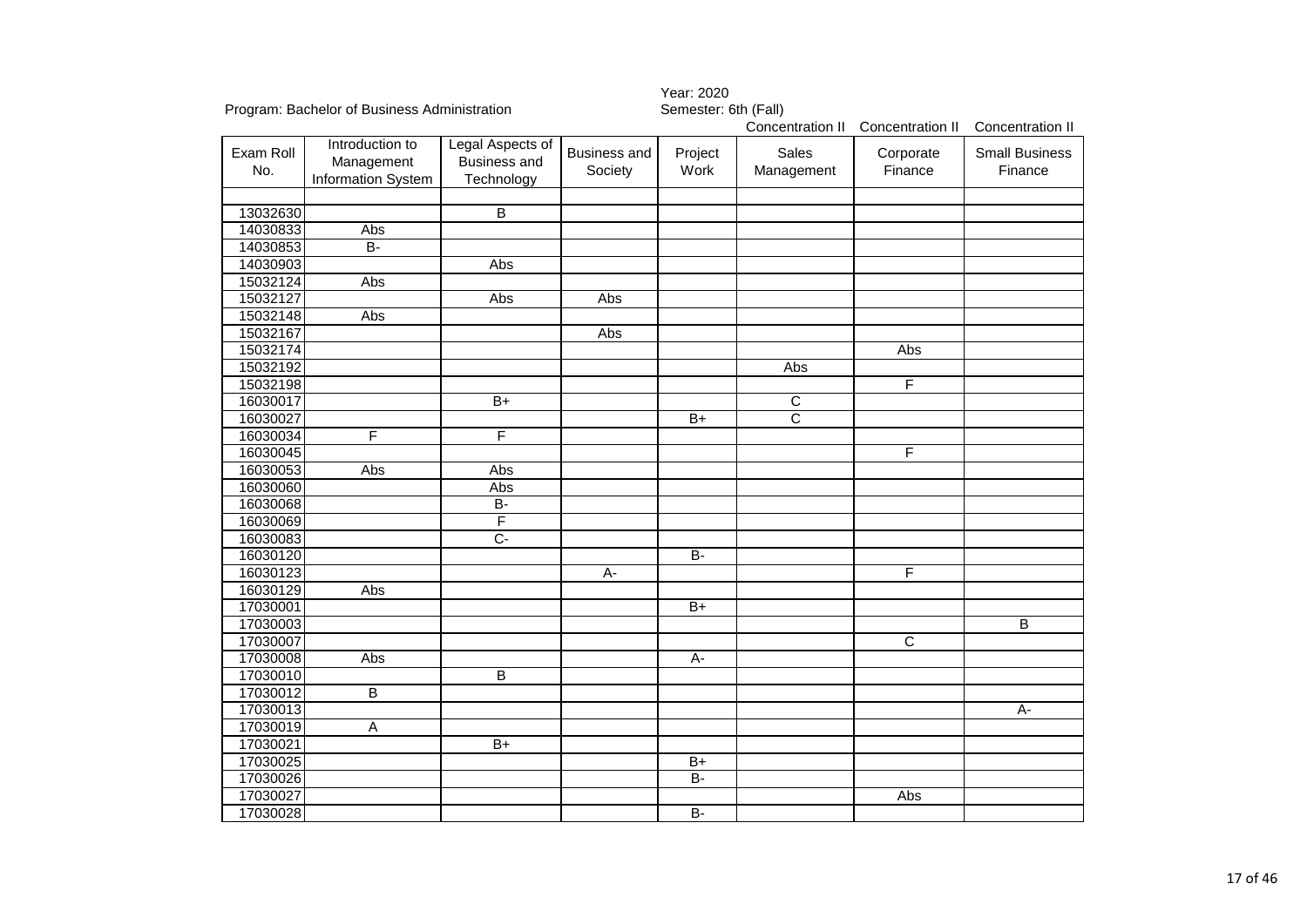Program: Bachelor of Business Administration

Year: 2020
Semester: 6th (Fall)

| Exam Roll No. | Introduction to Management Information System | Legal Aspects of Business and Technology | Business and Society | Project Work | Concentration II Sales Management | Concentration II Corporate Finance | Concentration II Small Business Finance |
|---|---|---|---|---|---|---|---|
| | | | | | | | |
| 13032630 | | B | | | | | |
| 14030833 | Abs | | | | | | |
| 14030853 | B- | | | | | | |
| 14030903 | | Abs | | | | | |
| 15032124 | Abs | | | | | | |
| 15032127 | | Abs | Abs | | | | |
| 15032148 | Abs | | | | | | |
| 15032167 | | | Abs | | | | |
| 15032174 | | | | | | Abs | |
| 15032192 | | | | | Abs | | |
| 15032198 | | | | | | F | |
| 16030017 | | B+ | | | C | | |
| 16030027 | | | | B+ | C | | |
| 16030034 | F | F | | | | | |
| 16030045 | | | | | | F | |
| 16030053 | Abs | Abs | | | | | |
| 16030060 | | Abs | | | | | |
| 16030068 | | B- | | | | | |
| 16030069 | | F | | | | | |
| 16030083 | | C- | | | | | |
| 16030120 | | | | B- | | | |
| 16030123 | | | A- | | | F | |
| 16030129 | Abs | | | | | | |
| 17030001 | | | | B+ | | | |
| 17030003 | | | | | | | B |
| 17030007 | | | | | | C | |
| 17030008 | Abs | | | A- | | | |
| 17030010 | | B | | | | | |
| 17030012 | B | | | | | | |
| 17030013 | | | | | | | A- |
| 17030019 | A | | | | | | |
| 17030021 | | B+ | | | | | |
| 17030025 | | | | B+ | | | |
| 17030026 | | | | B- | | | |
| 17030027 | | | | | | Abs | |
| 17030028 | | | | B- | | | |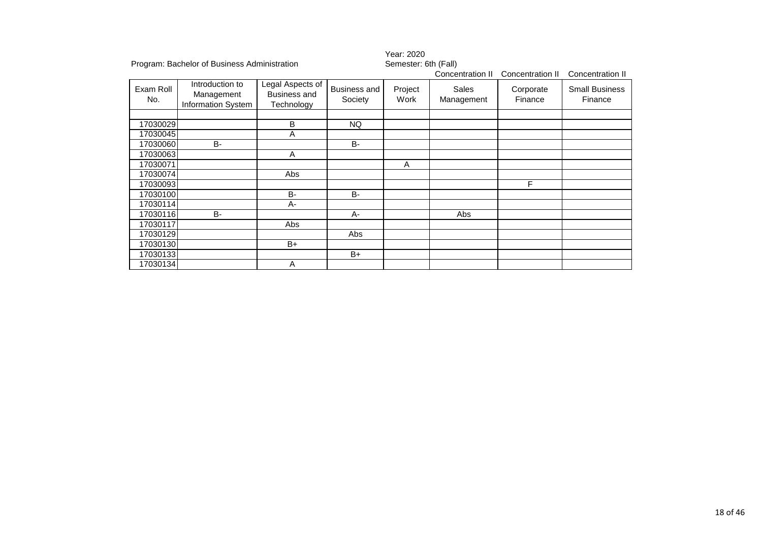Program: Bachelor of Business Administration

Year: 2020
Semester: 6th (Fall)

| Exam Roll No. | Introduction to Management Information System | Legal Aspects of Business and Technology | Business and Society | Project Work | Concentration II Sales Management | Concentration II Corporate Finance | Concentration II Small Business Finance |
|---|---|---|---|---|---|---|---|
| | | | | | | | |
| 17030029 | | B | NQ | | | | |
| 17030045 | | A | | | | | |
| 17030060 | B- | | B- | | | | |
| 17030063 | | A | | | | | |
| 17030071 | | | | A | | | |
| 17030074 | | Abs | | | | | |
| 17030093 | | | | | | F | |
| 17030100 | | B- | B- | | | | |
| 17030114 | | A- | | | | | |
| 17030116 | B- | | A- | | Abs | | |
| 17030117 | | Abs | | | | | |
| 17030129 | | | Abs | | | | |
| 17030130 | | B+ | | | | | |
| 17030133 | | | B+ | | | | |
| 17030134 | | A | | | | | |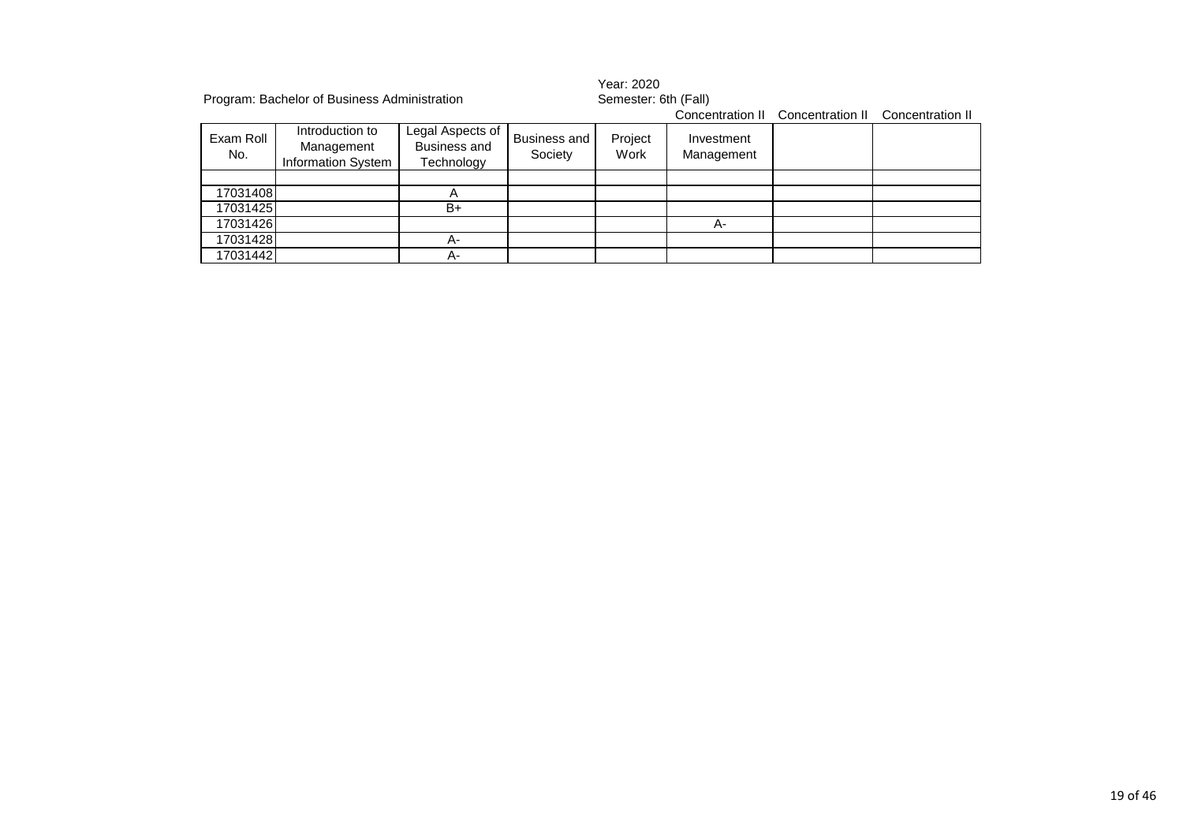Program: Bachelor of Business Administration

Year: 2020
Semester: 6th (Fall)

| | | | | | Concentration II | Concentration II | Concentration II |
|---|---|---|---|---|---|---|---|
| Exam Roll No. | Introduction to Management Information System | Legal Aspects of Business and Technology | Business and Society | Project Work | Investment Management | | |
| | | | | | | | |
| 17031408 | | A | | | | | |
| 17031425 | | B+ | | | | | |
| 17031426 | | | | | A- | | |
| 17031428 | | A- | | | | | |
| 17031442 | | A- | | | | | |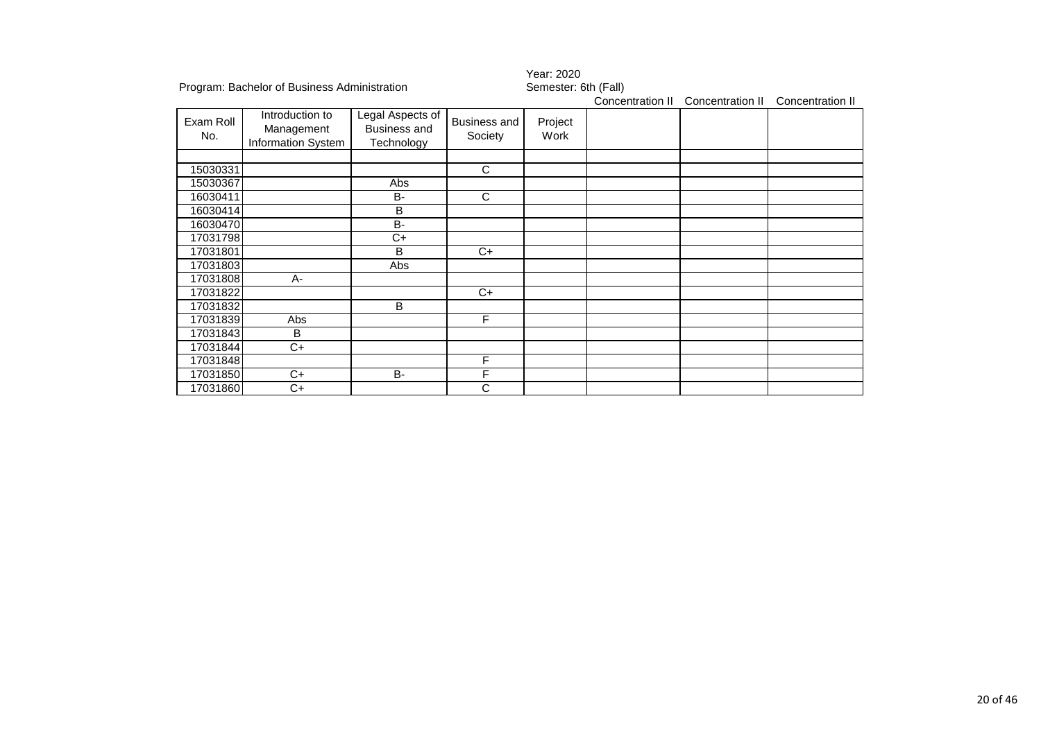Program: Bachelor of Business Administration

Year: 2020
Semester: 6th (Fall)

| Exam Roll No. | Introduction to Management Information System | Legal Aspects of Business and Technology | Business and Society | Project Work | Concentration II | Concentration II | Concentration II |
|---|---|---|---|---|---|---|---|
| | | | | | | | |
| 15030331 | | | C | | | | |
| 15030367 | | Abs | | | | | |
| 16030411 | | B- | C | | | | |
| 16030414 | | B | | | | | |
| 16030470 | | B- | | | | | |
| 17031798 | | C+ | | | | | |
| 17031801 | | B | C+ | | | | |
| 17031803 | | Abs | | | | | |
| 17031808 | A- | | | | | | |
| 17031822 | | | C+ | | | | |
| 17031832 | | B | | | | | |
| 17031839 | Abs | | F | | | | |
| 17031843 | B | | | | | | |
| 17031844 | C+ | | | | | | |
| 17031848 | | | F | | | | |
| 17031850 | C+ | B- | F | | | | |
| 17031860 | C+ | | C | | | | |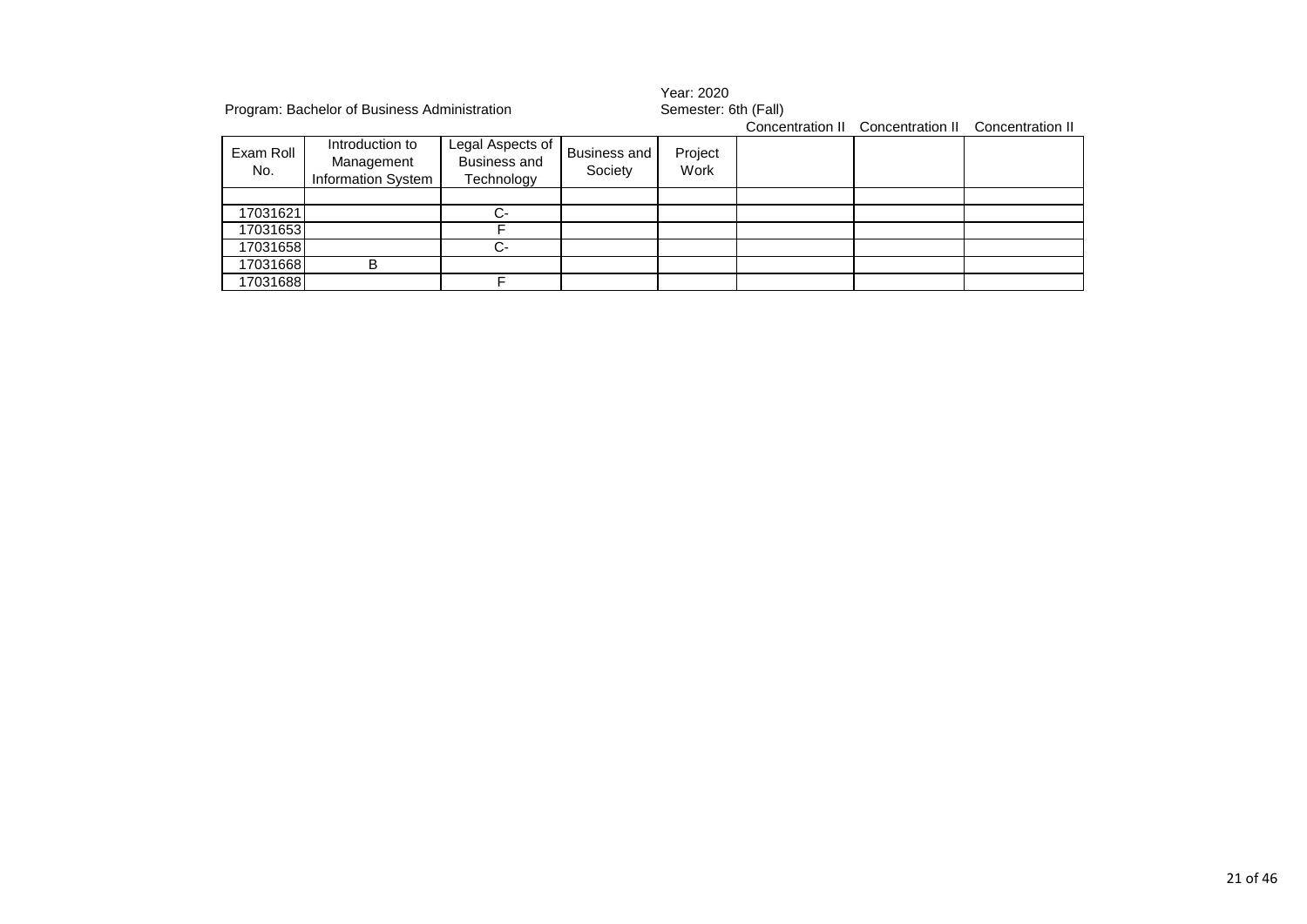Program: Bachelor of Business Administration

Year: 2020
Semester: 6th (Fall)

| Exam Roll No. | Introduction to Management Information System | Legal Aspects of Business and Technology | Business and Society | Project Work | Concentration II | Concentration II | Concentration II |
|---|---|---|---|---|---|---|---|
| | | | | | | | |
| 17031621 | | C- | | | | | |
| 17031653 | | F | | | | | |
| 17031658 | | C- | | | | | |
| 17031668 | B | | | | | | |
| 17031688 | | F | | | | | |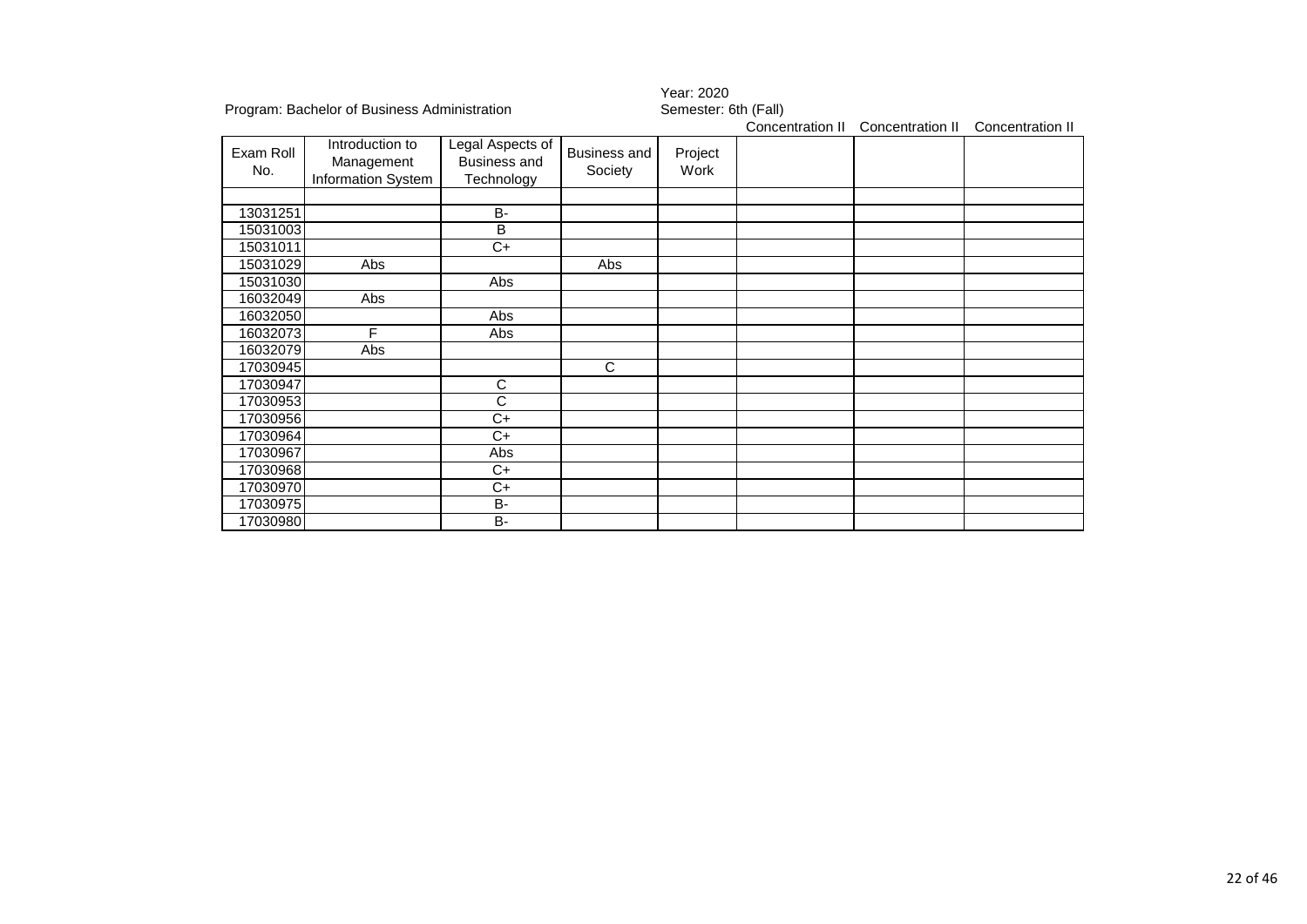Program: Bachelor of Business Administration

Year: 2020
Semester: 6th (Fall)

| Exam Roll No. | Introduction to Management Information System | Legal Aspects of Business and Technology | Business and Society | Project Work | Concentration II | Concentration II | Concentration II |
|---|---|---|---|---|---|---|---|
| | | | | | | | |
| 13031251 | | B- | | | | | |
| 15031003 | | B | | | | | |
| 15031011 | | C+ | | | | | |
| 15031029 | Abs | | Abs | | | | |
| 15031030 | | Abs | | | | | |
| 16032049 | Abs | | | | | | |
| 16032050 | | Abs | | | | | |
| 16032073 | F | Abs | | | | | |
| 16032079 | Abs | | | | | | |
| 17030945 | | | C | | | | |
| 17030947 | | C | | | | | |
| 17030953 | | C | | | | | |
| 17030956 | | C+ | | | | | |
| 17030964 | | C+ | | | | | |
| 17030967 | | Abs | | | | | |
| 17030968 | | C+ | | | | | |
| 17030970 | | C+ | | | | | |
| 17030975 | | B- | | | | | |
| 17030980 | | B- | | | | | |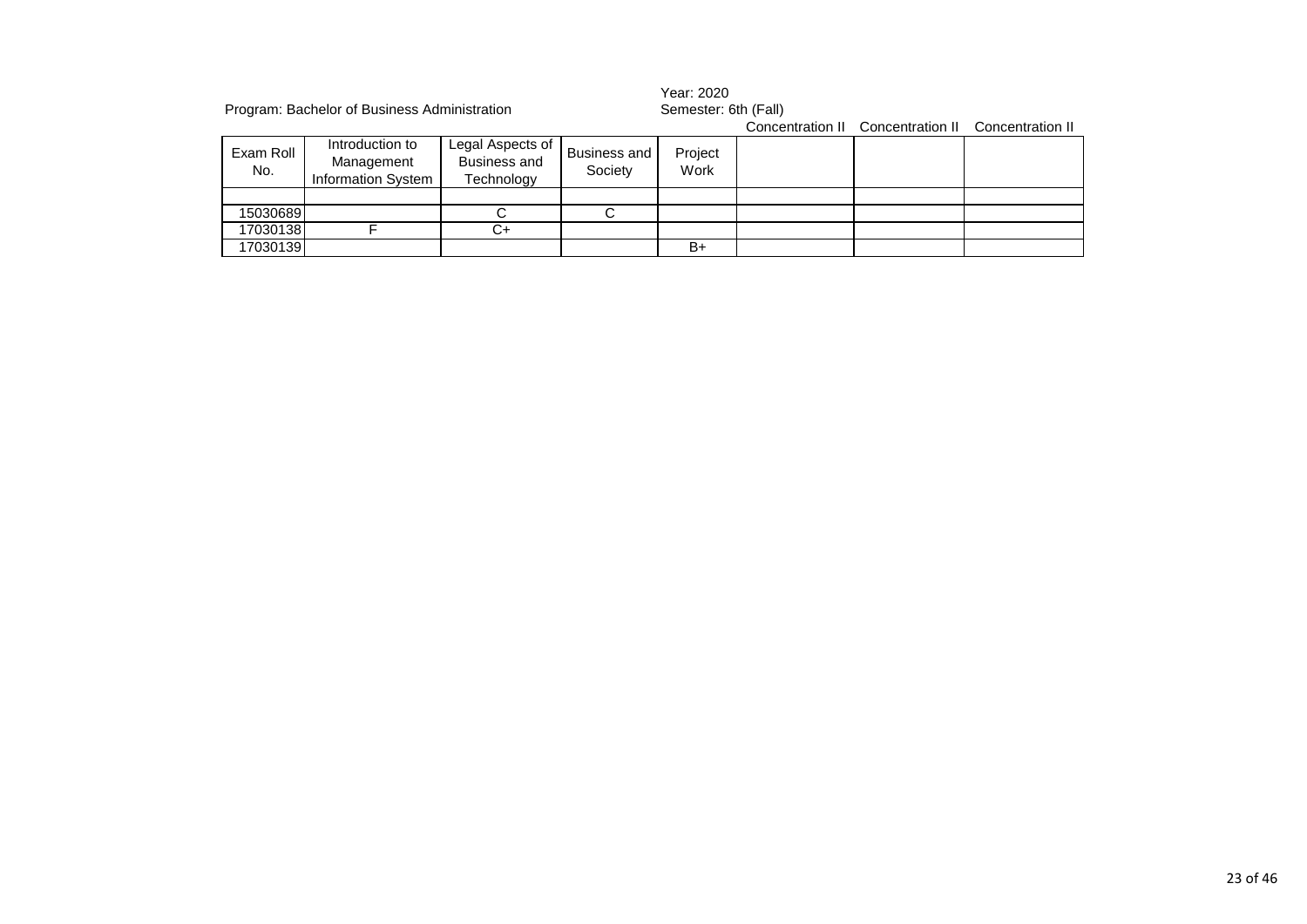Program: Bachelor of Business Administration

Year: 2020
Semester: 6th (Fall)

| Exam Roll No. | Introduction to Management Information System | Legal Aspects of Business and Technology | Business and Society | Project Work | Concentration II | Concentration II | Concentration II |
|---|---|---|---|---|---|---|---|
| | | | | | | | |
| 15030689 | | C | C | | | | |
| 17030138 | F | C+ | | | | | |
| 17030139 | | | | B+ | | | |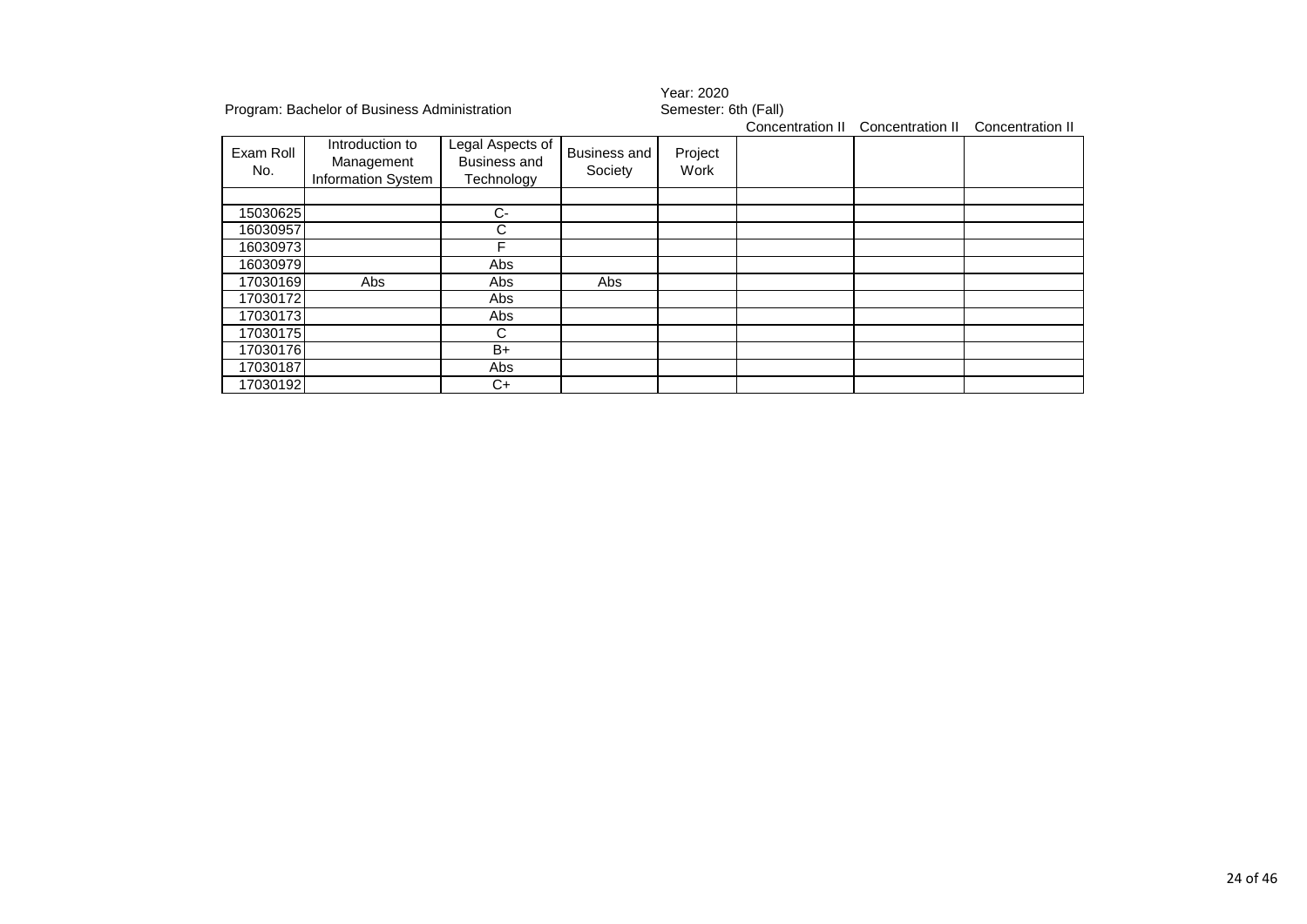Program: Bachelor of Business Administration

Year: 2020
Semester: 6th (Fall)

| Exam Roll No. | Introduction to Management Information System | Legal Aspects of Business and Technology | Business and Society | Project Work | Concentration II | Concentration II | Concentration II |
|---|---|---|---|---|---|---|---|
| | | | | | | | |
| 15030625 | | C- | | | | | |
| 16030957 | | C | | | | | |
| 16030973 | | F | | | | | |
| 16030979 | | Abs | | | | | |
| 17030169 | Abs | Abs | Abs | | | | |
| 17030172 | | Abs | | | | | |
| 17030173 | | Abs | | | | | |
| 17030175 | | C | | | | | |
| 17030176 | | B+ | | | | | |
| 17030187 | | Abs | | | | | |
| 17030192 | | C+ | | | | | |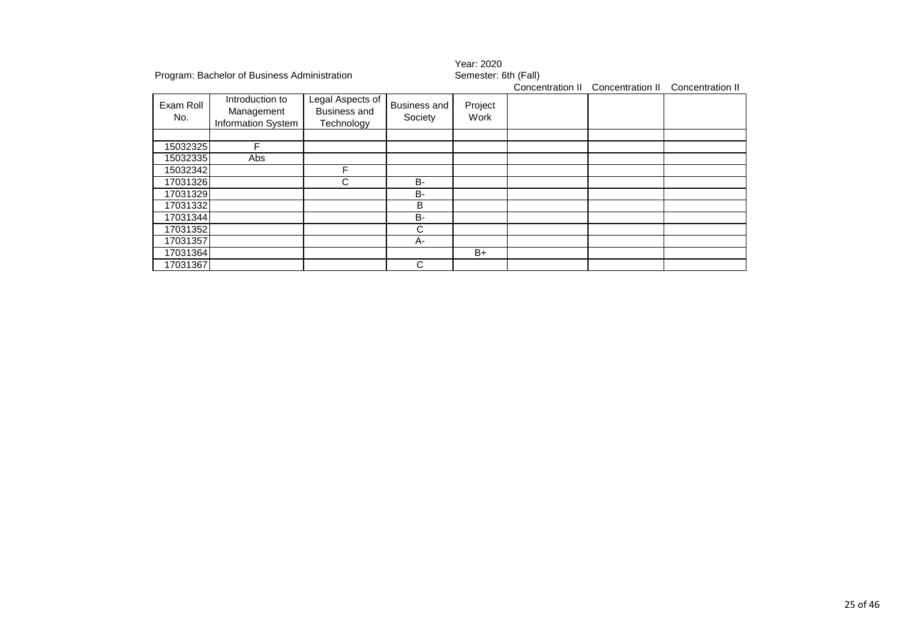Program: Bachelor of Business Administration

Year: 2020
Semester: 6th (Fall)

| Exam Roll No. | Introduction to Management Information System | Legal Aspects of Business and Technology | Business and Society | Project Work | Concentration II | Concentration II | Concentration II |
|---|---|---|---|---|---|---|---|
| | | | | | | | |
| 15032325 | F | | | | | | |
| 15032335 | Abs | | | | | | |
| 15032342 | | F | | | | | |
| 17031326 | | C | B- | | | | |
| 17031329 | | | B- | | | | |
| 17031332 | | | B | | | | |
| 17031344 | | | B- | | | | |
| 17031352 | | | C | | | | |
| 17031357 | | | A- | | | | |
| 17031364 | | | | B+ | | | |
| 17031367 | | | C | | | | |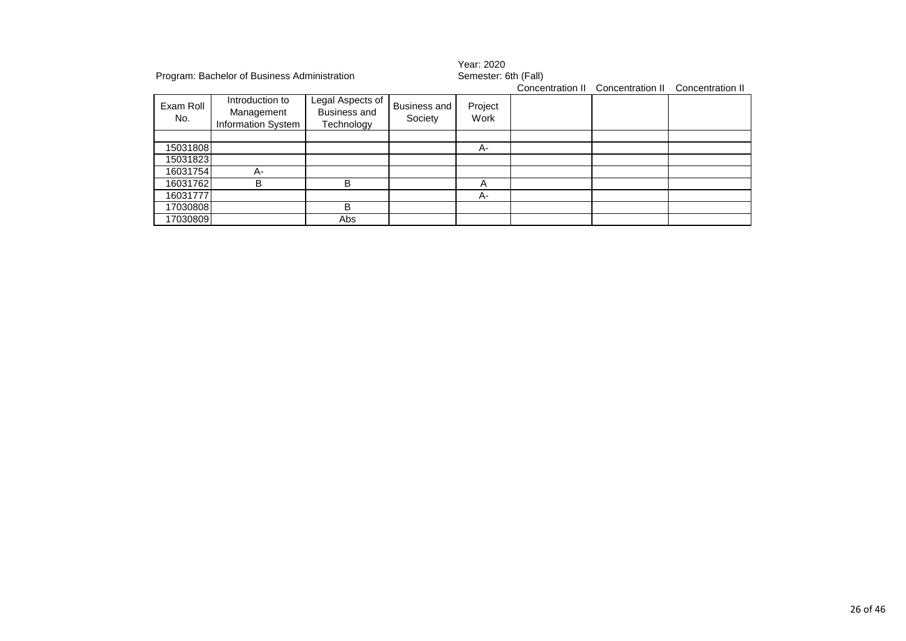Program: Bachelor of Business Administration

Year: 2020
Semester: 6th (Fall)

| Exam Roll No. | Introduction to Management Information System | Legal Aspects of Business and Technology | Business and Society | Project Work | Concentration II | Concentration II | Concentration II |
|---|---|---|---|---|---|---|---|
| | | | | | | | |
| 15031808 | | | | A- | | | |
| 15031823 | | | | | | | |
| 16031754 | A- | | | | | | |
| 16031762 | B | B | | A | | | |
| 16031777 | | | | A- | | | |
| 17030808 | | B | | | | | |
| 17030809 | | Abs | | | | | |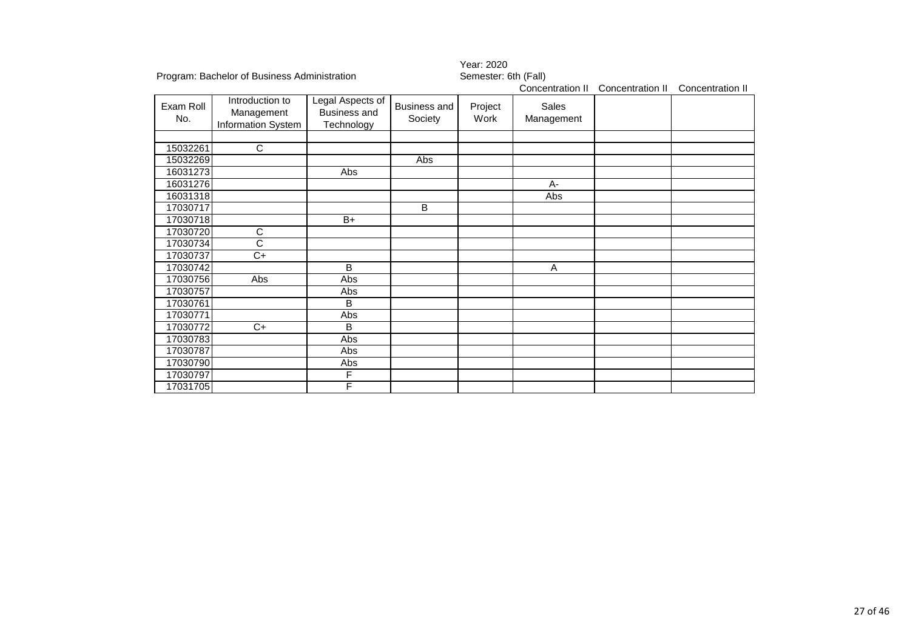Program: Bachelor of Business Administration

Year: 2020
Semester: 6th (Fall)

| Exam Roll No. | Introduction to Management Information System | Legal Aspects of Business and Technology | Business and Society | Project Work | Sales Management | | |
|---|---|---|---|---|---|---|---|
| | | | | | Concentration II | Concentration II | Concentration II |
| | | | | | | | |
| 15032261 | C | | | | | | |
| 15032269 | | | Abs | | | | |
| 16031273 | | Abs | | | | | |
| 16031276 | | | | | A- | | |
| 16031318 | | | | | Abs | | |
| 17030717 | | | B | | | | |
| 17030718 | | B+ | | | | | |
| 17030720 | C | | | | | | |
| 17030734 | C | | | | | | |
| 17030737 | C+ | | | | | | |
| 17030742 | | B | | | A | | |
| 17030756 | Abs | Abs | | | | | |
| 17030757 | | Abs | | | | | |
| 17030761 | | B | | | | | |
| 17030771 | | Abs | | | | | |
| 17030772 | C+ | B | | | | | |
| 17030783 | | Abs | | | | | |
| 17030787 | | Abs | | | | | |
| 17030790 | | Abs | | | | | |
| 17030797 | | F | | | | | |
| 17031705 | | F | | | | | |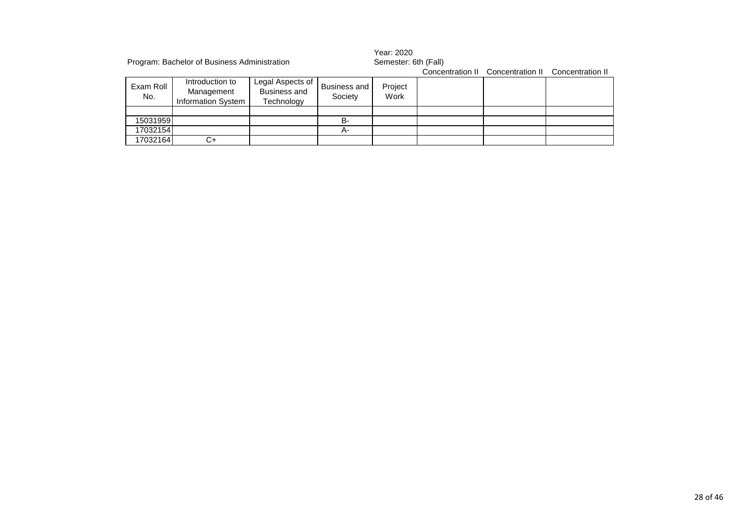Program: Bachelor of Business Administration

Year: 2020
Semester: 6th (Fall)

| Exam Roll No. | Introduction to Management Information System | Legal Aspects of Business and Technology | Business and Society | Project Work | Concentration II | Concentration II | Concentration II |
|---|---|---|---|---|---|---|---|
| | | | | | | | |
| 15031959 | | | B- | | | | |
| 17032154 | | | A- | | | | |
| 17032164 | C+ | | | | | | |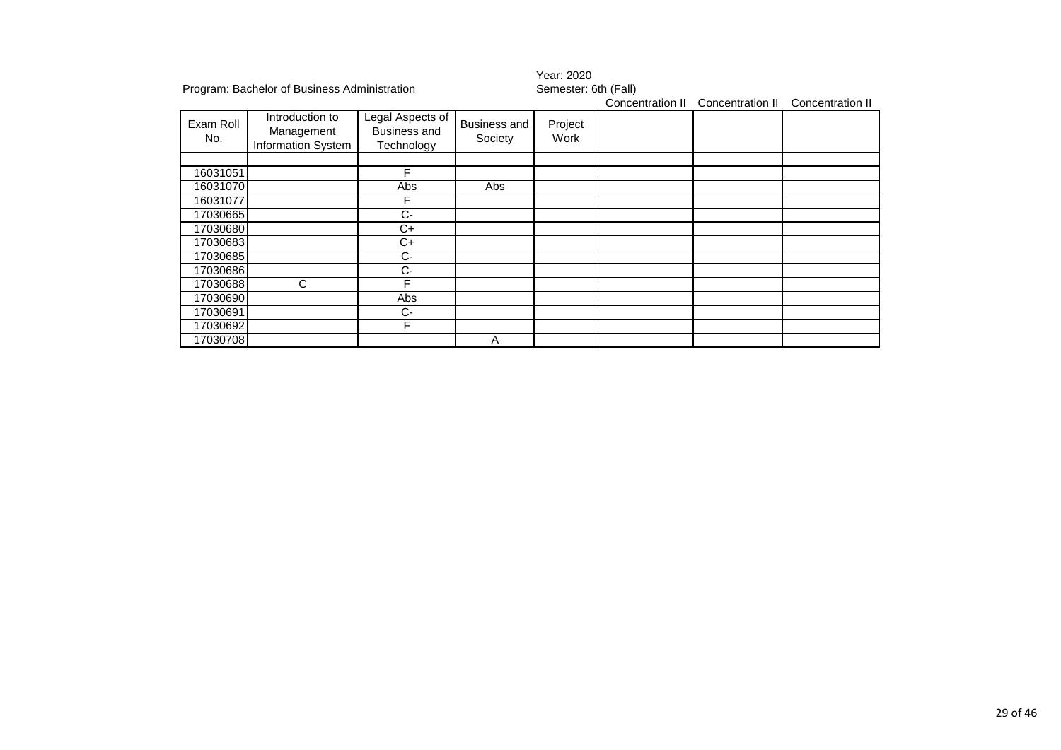Program: Bachelor of Business Administration

Year: 2020
Semester: 6th (Fall)

| Exam Roll No. | Introduction to Management Information System | Legal Aspects of Business and Technology | Business and Society | Project Work | Concentration II | Concentration II | Concentration II |
|---|---|---|---|---|---|---|---|
| | | | | | | | |
| 16031051 | | F | | | | | |
| 16031070 | | Abs | Abs | | | | |
| 16031077 | | F | | | | | |
| 17030665 | | C- | | | | | |
| 17030680 | | C+ | | | | | |
| 17030683 | | C+ | | | | | |
| 17030685 | | C- | | | | | |
| 17030686 | | C- | | | | | |
| 17030688 | C | F | | | | | |
| 17030690 | | Abs | | | | | |
| 17030691 | | C- | | | | | |
| 17030692 | | F | | | | | |
| 17030708 | | | A | | | | |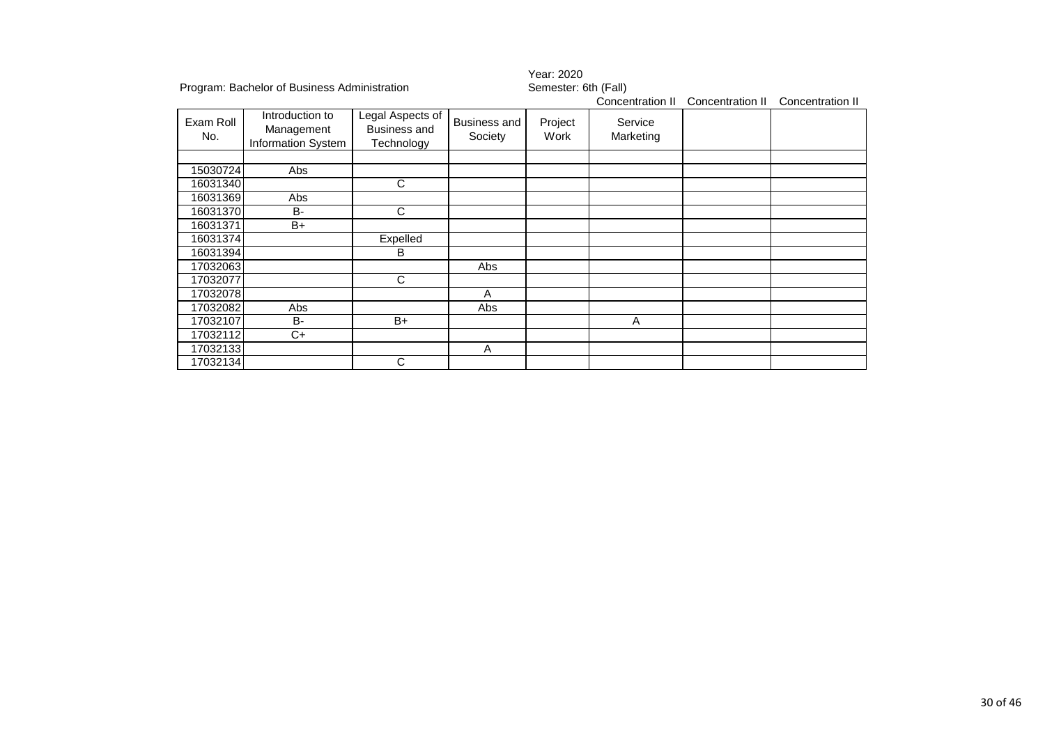Program: Bachelor of Business Administration

Year: 2020
Semester: 6th (Fall)

| | | | | | Concentration II | Concentration II | Concentration II |
|---|---|---|---|---|---|---|---|
| Exam Roll No. | Introduction to Management Information System | Legal Aspects of Business and Technology | Business and Society | Project Work | Service Marketing | | |
| | | | | | | | |
| 15030724 | Abs | | | | | | |
| 16031340 | | C | | | | | |
| 16031369 | Abs | | | | | | |
| 16031370 | B- | C | | | | | |
| 16031371 | B+ | | | | | | |
| 16031374 | | Expelled | | | | | |
| 16031394 | | B | | | | | |
| 17032063 | | | Abs | | | | |
| 17032077 | | C | | | | | |
| 17032078 | | | A | | | | |
| 17032082 | Abs | | Abs | | | | |
| 17032107 | B- | B+ | | | A | | |
| 17032112 | C+ | | | | | | |
| 17032133 | | | A | | | | |
| 17032134 | | C | | | | | |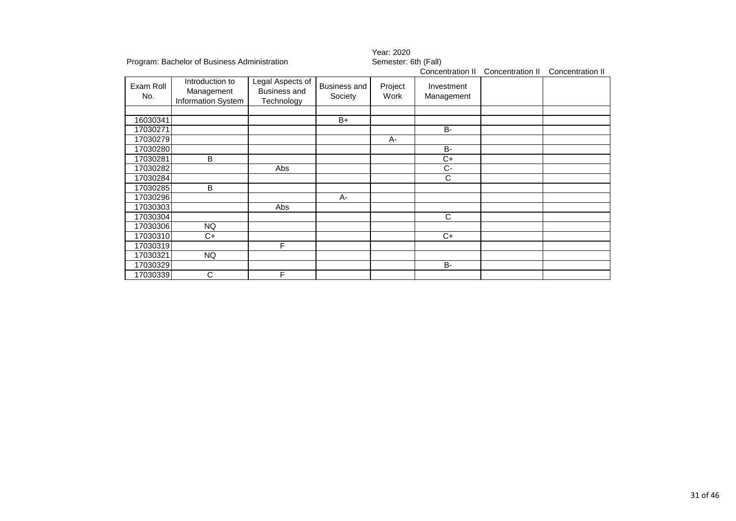Program: Bachelor of Business Administration

Year: 2020
Semester: 6th (Fall)

| Exam Roll No. | Introduction to Management Information System | Legal Aspects of Business and Technology | Business and Society | Project Work | Investment Management | | |
|---|---|---|---|---|---|---|---|
| | | | | | Concentration II | Concentration II | Concentration II |
| | | | | | | | |
| 16030341 | | | B+ | | | | |
| 17030271 | | | | | B- | | |
| 17030279 | | | | A- | | | |
| 17030280 | | | | | B- | | |
| 17030281 | B | | | | C+ | | |
| 17030282 | | Abs | | | C- | | |
| 17030284 | | | | | C | | |
| 17030285 | B | | | | | | |
| 17030296 | | | A- | | | | |
| 17030303 | | Abs | | | | | |
| 17030304 | | | | | C | | |
| 17030306 | NQ | | | | | | |
| 17030310 | C+ | | | | C+ | | |
| 17030319 | | F | | | | | |
| 17030321 | NQ | | | | | | |
| 17030329 | | | | | B- | | |
| 17030339 | C | F | | | | | |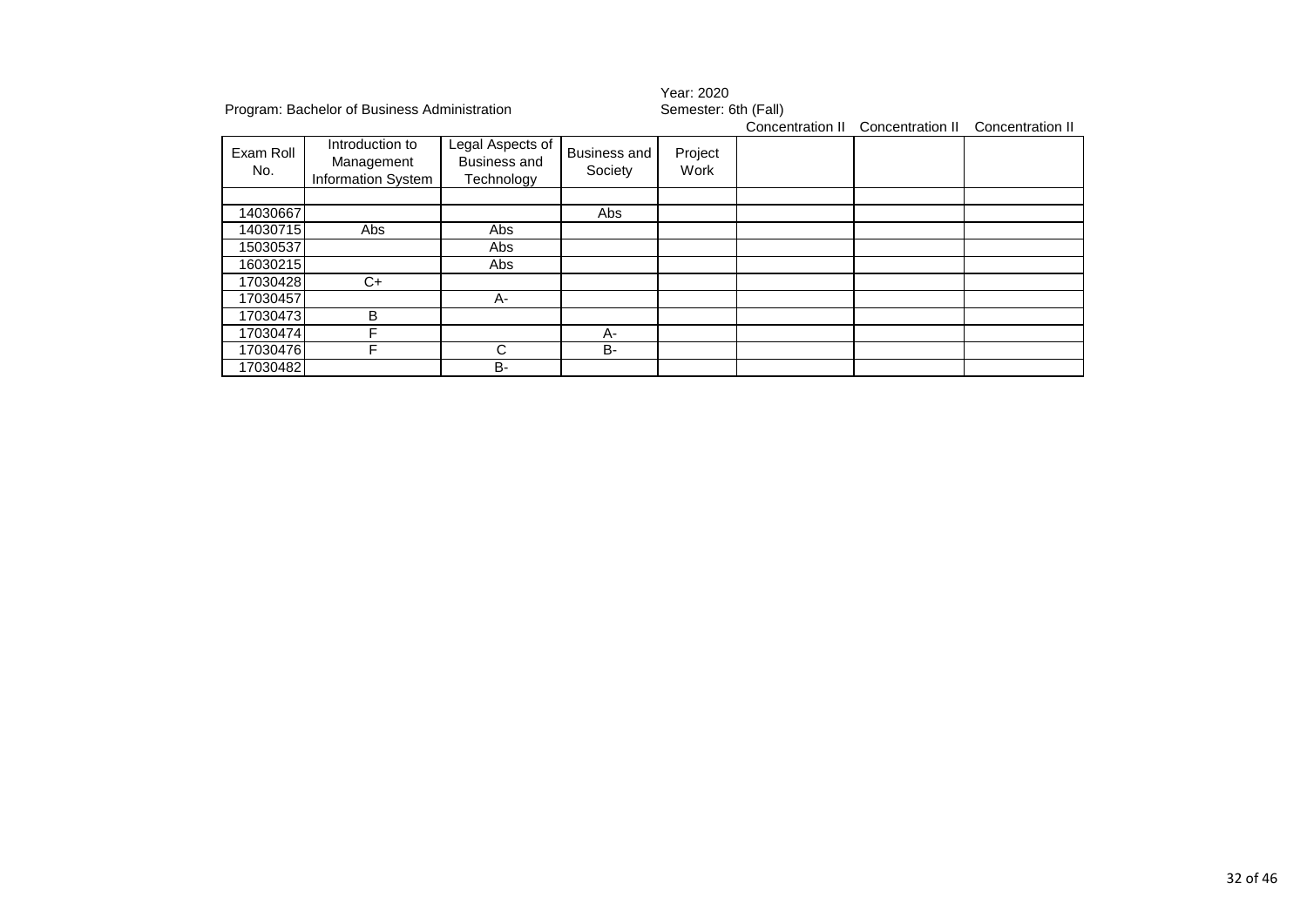Program: Bachelor of Business Administration

Year: 2020
Semester: 6th (Fall)

| Exam Roll No. | Introduction to Management Information System | Legal Aspects of Business and Technology | Business and Society | Project Work | Concentration II | Concentration II | Concentration II |
|---|---|---|---|---|---|---|---|
| | | | | | | | |
| 14030667 | | | Abs | | | | |
| 14030715 | Abs | Abs | | | | | |
| 15030537 | | Abs | | | | | |
| 16030215 | | Abs | | | | | |
| 17030428 | C+ | | | | | | |
| 17030457 | | A- | | | | | |
| 17030473 | B | | | | | | |
| 17030474 | F | | A- | | | | |
| 17030476 | F | C | B- | | | | |
| 17030482 | | B- | | | | | |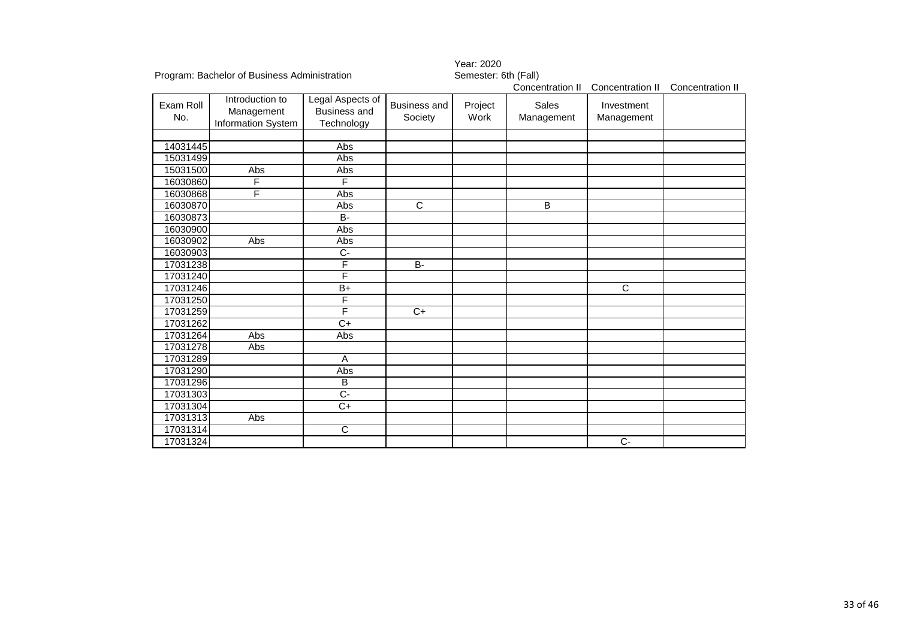Program: Bachelor of Business Administration

Year: 2020
Semester: 6th (Fall)

| | | | | | Concentration II | Concentration II | Concentration II |
|---|---|---|---|---|---|---|---|
| Exam Roll No. | Introduction to Management Information System | Legal Aspects of Business and Technology | Business and Society | Project Work | Sales Management | Investment Management | |
| | | | | | | | |
| 14031445 | | Abs | | | | | |
| 15031499 | | Abs | | | | | |
| 15031500 | Abs | Abs | | | | | |
| 16030860 | F | F | | | | | |
| 16030868 | F | Abs | | | | | |
| 16030870 | | Abs | C | | B | | |
| 16030873 | | B- | | | | | |
| 16030900 | | Abs | | | | | |
| 16030902 | Abs | Abs | | | | | |
| 16030903 | | C- | | | | | |
| 17031238 | | F | B- | | | | |
| 17031240 | | F | | | | | |
| 17031246 | | B+ | | | | C | |
| 17031250 | | F | | | | | |
| 17031259 | | F | C+ | | | | |
| 17031262 | | C+ | | | | | |
| 17031264 | Abs | Abs | | | | | |
| 17031278 | Abs | | | | | | |
| 17031289 | | A | | | | | |
| 17031290 | | Abs | | | | | |
| 17031296 | | B | | | | | |
| 17031303 | | C- | | | | | |
| 17031304 | | C+ | | | | | |
| 17031313 | Abs | | | | | | |
| 17031314 | | C | | | | | |
| 17031324 | | | | | | C- | |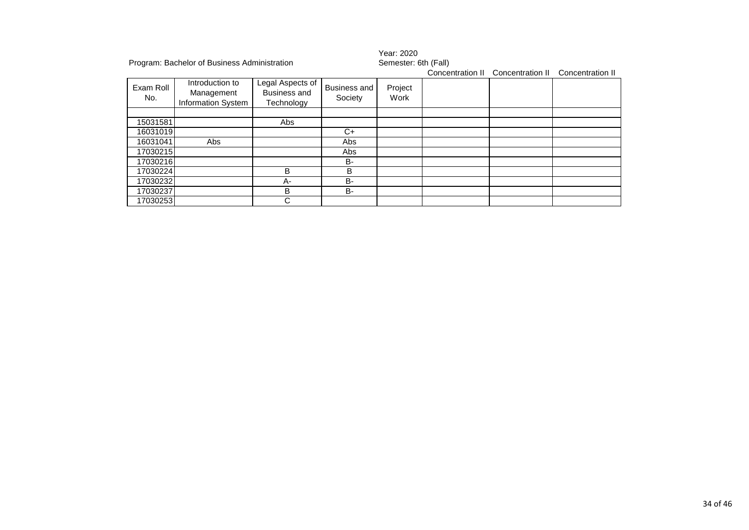Program: Bachelor of Business Administration

Year: 2020
Semester: 6th (Fall)

| Exam Roll No. | Introduction to Management Information System | Legal Aspects of Business and Technology | Business and Society | Project Work | Concentration II | Concentration II | Concentration II |
|---|---|---|---|---|---|---|---|
| | | | | | | | |
| 15031581 | | Abs | | | | | |
| 16031019 | | | C+ | | | | |
| 16031041 | Abs | | Abs | | | | |
| 17030215 | | | Abs | | | | |
| 17030216 | | | B- | | | | |
| 17030224 | | B | B | | | | |
| 17030232 | | A- | B- | | | | |
| 17030237 | | B | B- | | | | |
| 17030253 | | C | | | | | |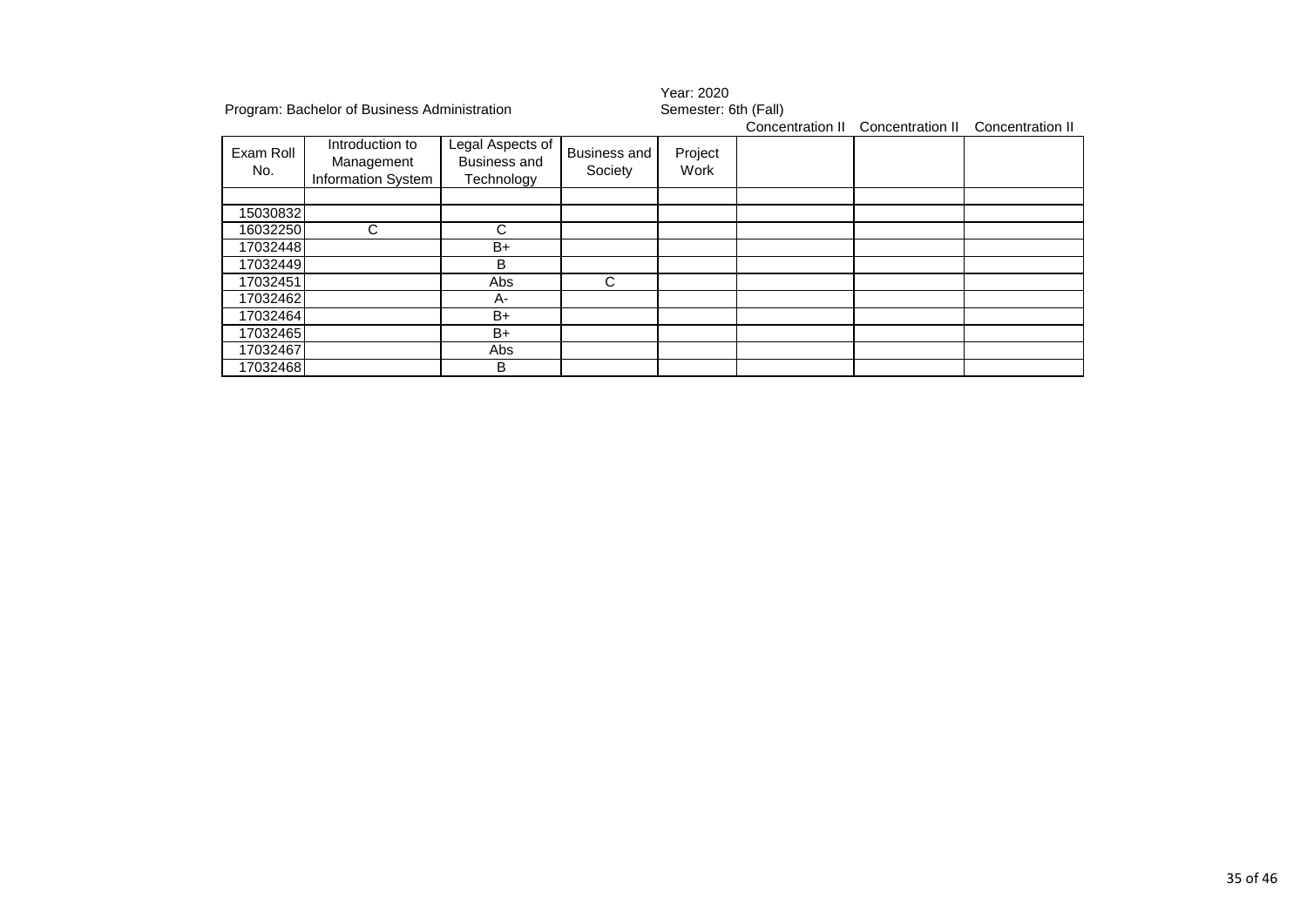Program: Bachelor of Business Administration

Year: 2020
Semester: 6th (Fall)

| | | | | | Concentration II | Concentration II | Concentration II |
|---|---|---|---|---|---|---|---|
| Exam Roll No. | Introduction to Management Information System | Legal Aspects of Business and Technology | Business and Society | Project Work | | | |
| | | | | | | | |
| 15030832 | | | | | | | |
| 16032250 | C | C | | | | | |
| 17032448 | | B+ | | | | | |
| 17032449 | | B | | | | | |
| 17032451 | | Abs | C | | | | |
| 17032462 | | A- | | | | | |
| 17032464 | | B+ | | | | | |
| 17032465 | | B+ | | | | | |
| 17032467 | | Abs | | | | | |
| 17032468 | | B | | | | | |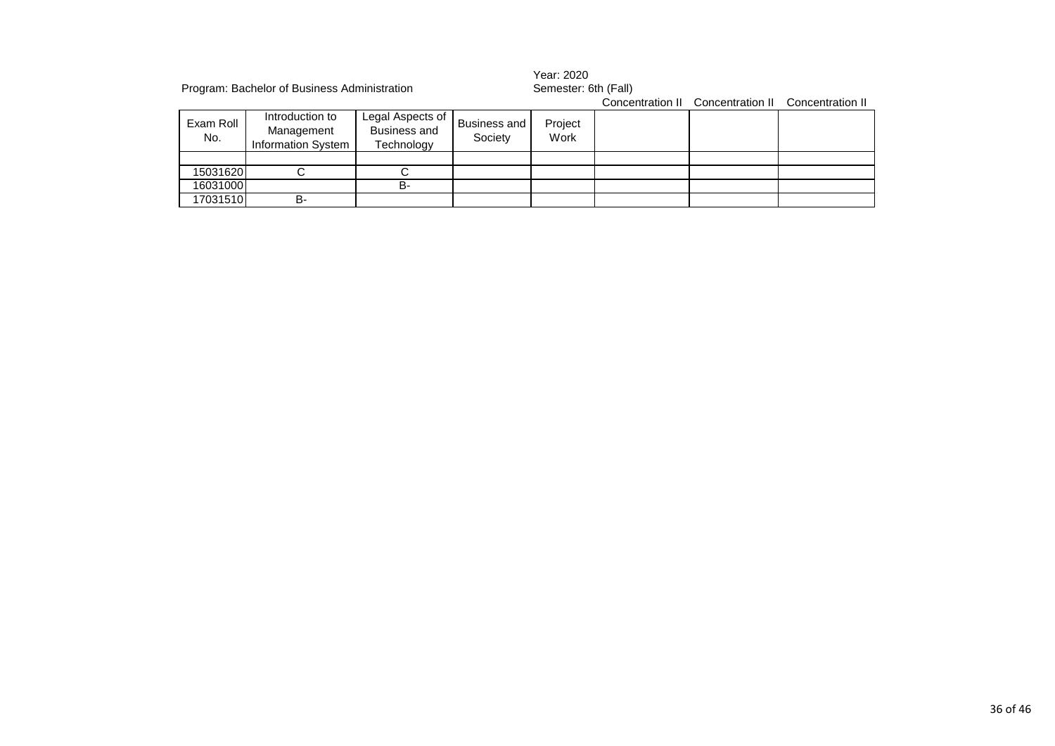Program: Bachelor of Business Administration

Year: 2020
Semester: 6th (Fall)

| Exam Roll No. | Introduction to Management Information System | Legal Aspects of Business and Technology | Business and Society | Project Work | Concentration II | Concentration II | Concentration II |
|---|---|---|---|---|---|---|---|
| | | | | | | | |
| 15031620 | C | C | | | | | |
| 16031000 | | B- | | | | | |
| 17031510 | B- | | | | | | |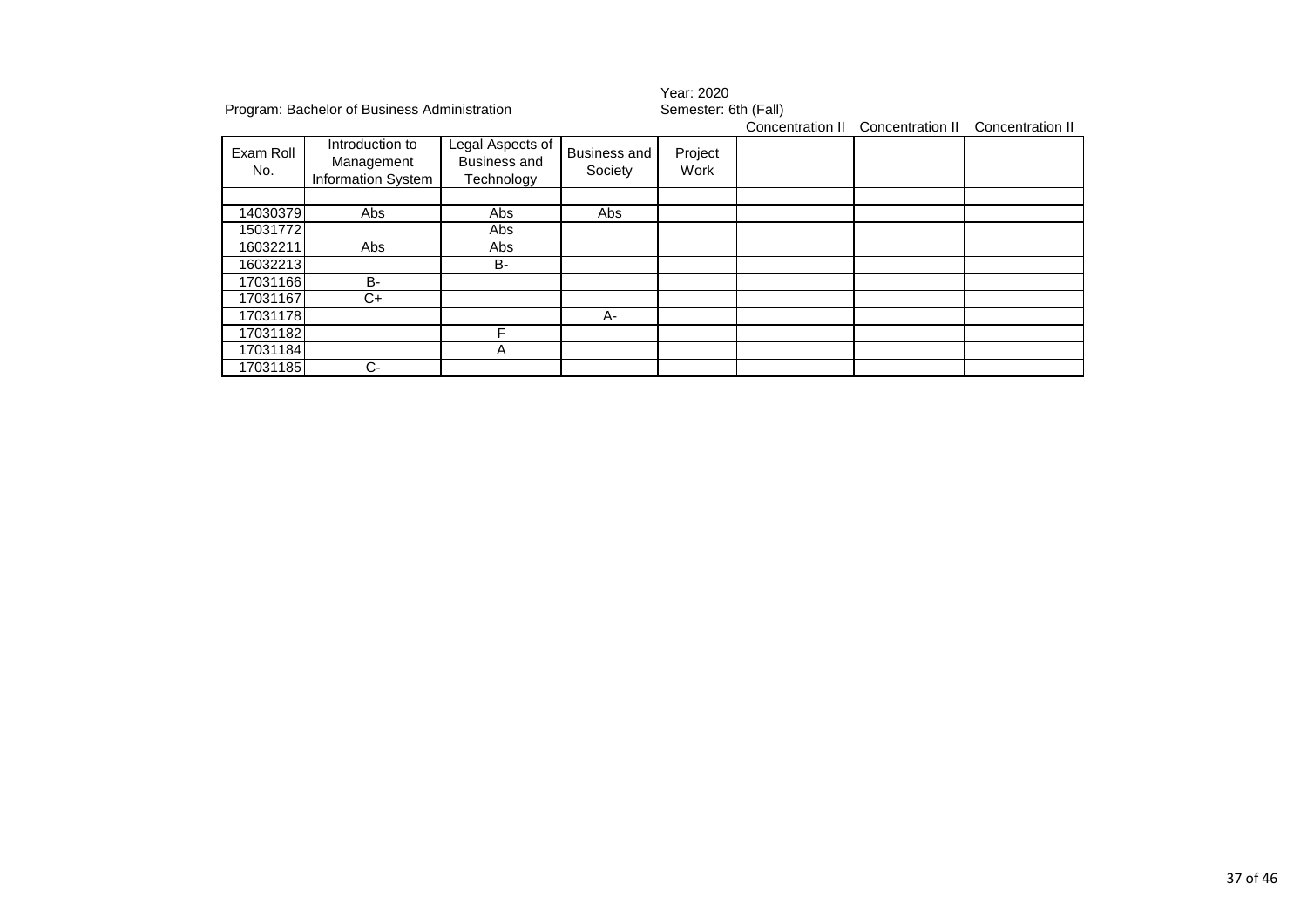Program: Bachelor of Business Administration

Year: 2020
Semester: 6th (Fall)

| Exam Roll No. | Introduction to Management Information System | Legal Aspects of Business and Technology | Business and Society | Project Work | Concentration II | Concentration II | Concentration II |
|---|---|---|---|---|---|---|---|
| | | | | | | | |
| 14030379 | Abs | Abs | Abs | | | | |
| 15031772 | | Abs | | | | | |
| 16032211 | Abs | Abs | | | | | |
| 16032213 | | B- | | | | | |
| 17031166 | B- | | | | | | |
| 17031167 | C+ | | | | | | |
| 17031178 | | | A- | | | | |
| 17031182 | | F | | | | | |
| 17031184 | | A | | | | | |
| 17031185 | C- | | | | | | |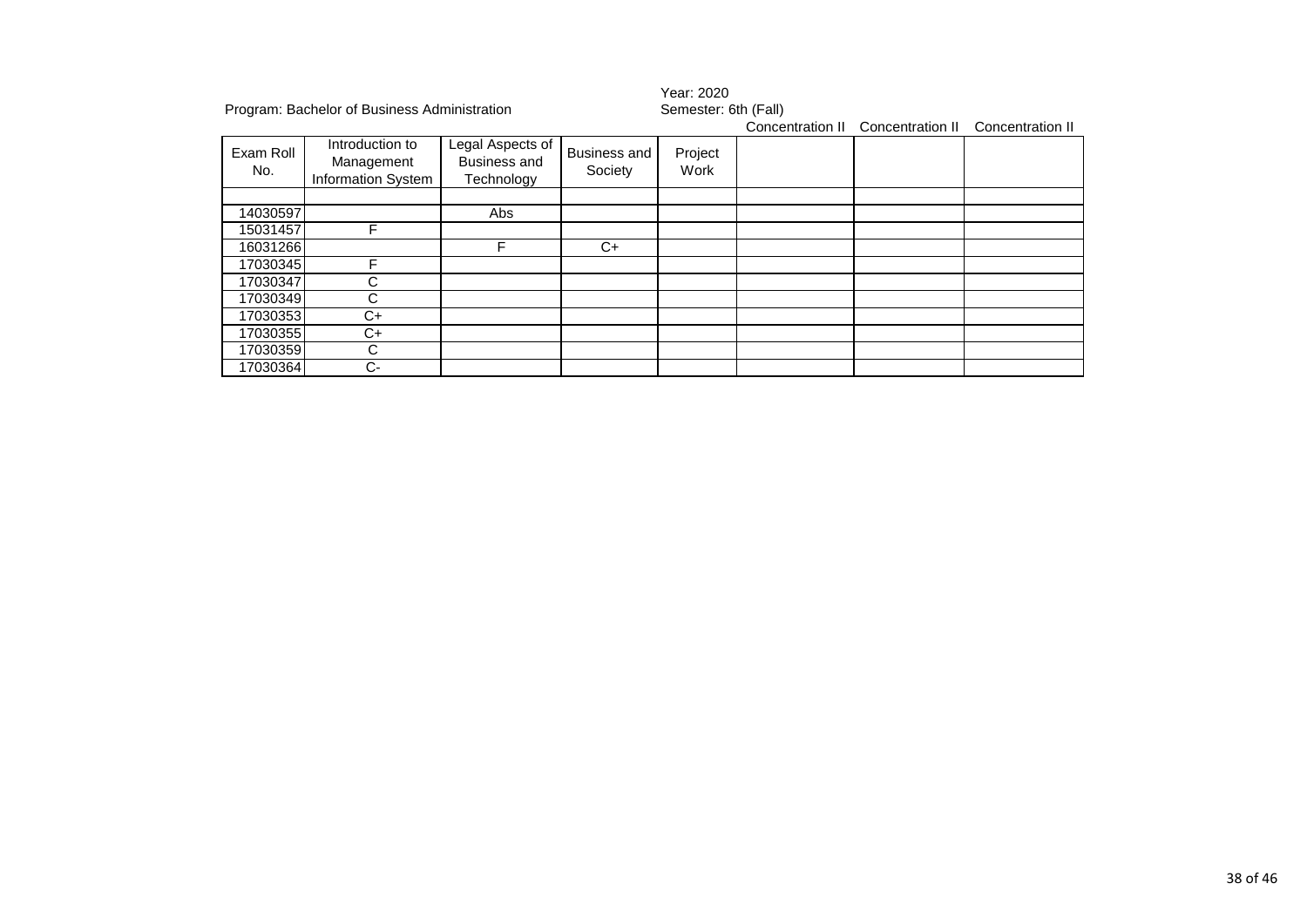Program: Bachelor of Business Administration

Year: 2020
Semester: 6th (Fall)

| Exam Roll No. | Introduction to Management Information System | Legal Aspects of Business and Technology | Business and Society | Project Work | Concentration II | Concentration II | Concentration II |
|---|---|---|---|---|---|---|---|
| | | | | | | | |
| 14030597 | | Abs | | | | | |
| 15031457 | F | | | | | | |
| 16031266 | | F | C+ | | | | |
| 17030345 | F | | | | | | |
| 17030347 | C | | | | | | |
| 17030349 | C | | | | | | |
| 17030353 | C+ | | | | | | |
| 17030355 | C+ | | | | | | |
| 17030359 | C | | | | | | |
| 17030364 | C- | | | | | | |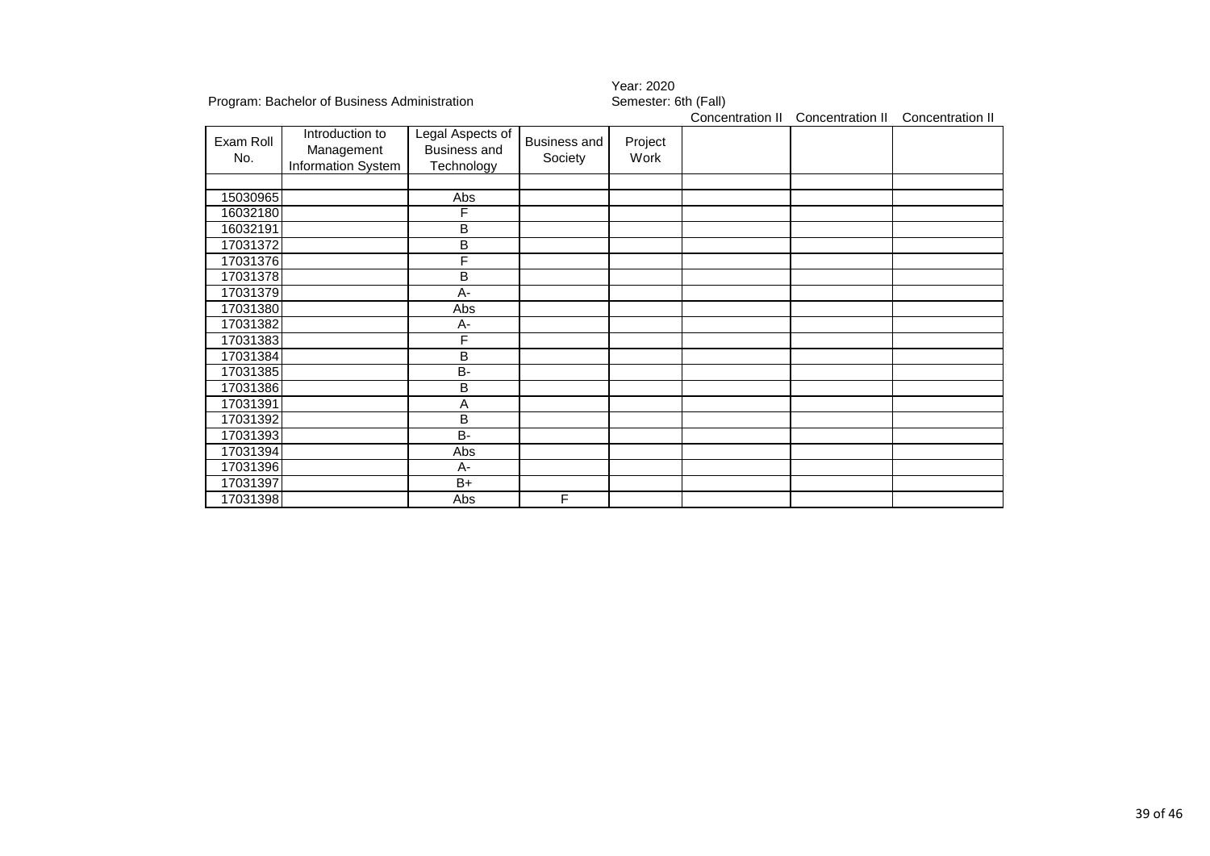Program: Bachelor of Business Administration

Year: 2020
Semester: 6th (Fall)

| Exam Roll No. | Introduction to Management Information System | Legal Aspects of Business and Technology | Business and Society | Project Work | Concentration II | Concentration II | Concentration II |
|---|---|---|---|---|---|---|---|
| | | | | | | | |
| 15030965 | | Abs | | | | | |
| 16032180 | | F | | | | | |
| 16032191 | | B | | | | | |
| 17031372 | | B | | | | | |
| 17031376 | | F | | | | | |
| 17031378 | | B | | | | | |
| 17031379 | | A- | | | | | |
| 17031380 | | Abs | | | | | |
| 17031382 | | A- | | | | | |
| 17031383 | | F | | | | | |
| 17031384 | | B | | | | | |
| 17031385 | | B- | | | | | |
| 17031386 | | B | | | | | |
| 17031391 | | A | | | | | |
| 17031392 | | B | | | | | |
| 17031393 | | B- | | | | | |
| 17031394 | | Abs | | | | | |
| 17031396 | | A- | | | | | |
| 17031397 | | B+ | | | | | |
| 17031398 | | Abs | F | | | | |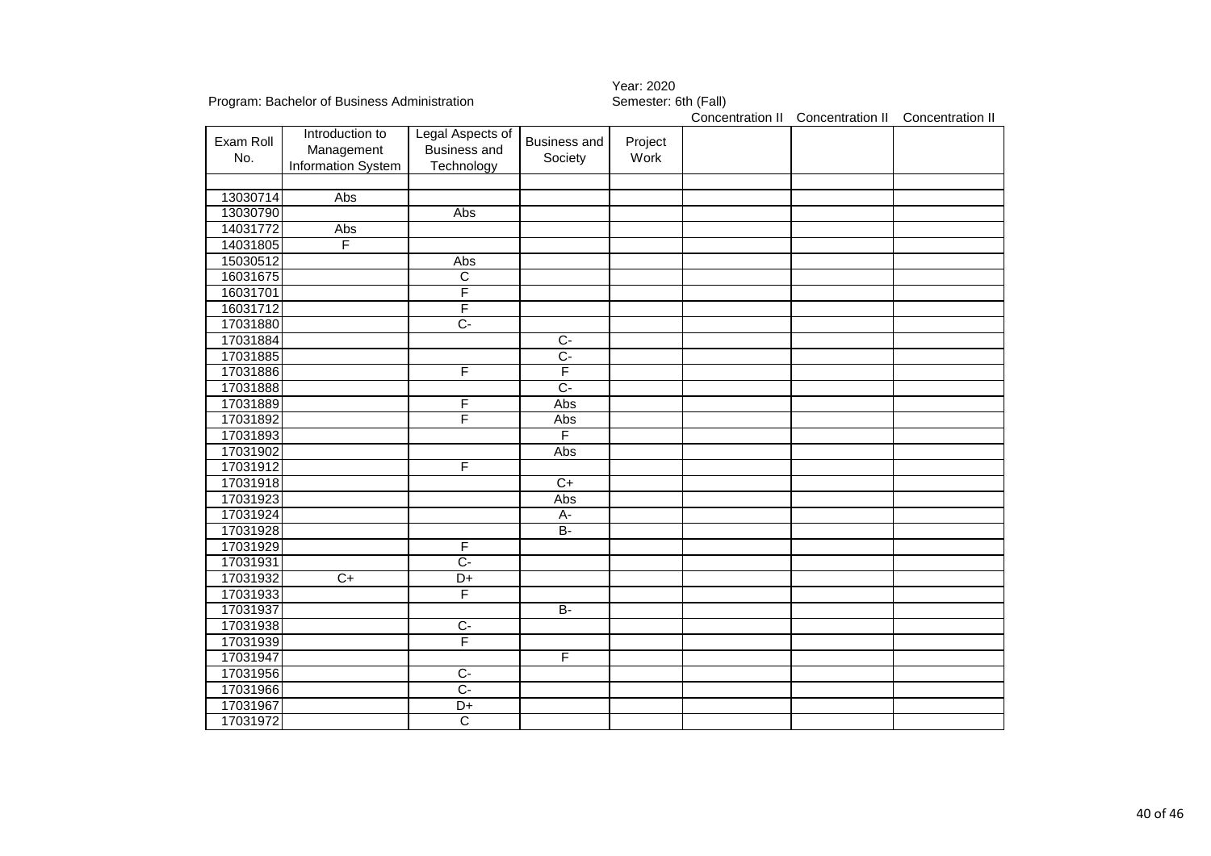Program: Bachelor of Business Administration

Year: 2020
Semester: 6th (Fall)

| Exam Roll No. | Introduction to Management Information System | Legal Aspects of Business and Technology | Business and Society | Project Work | Concentration II | Concentration II | Concentration II |
|---|---|---|---|---|---|---|---|
| | | | | | | | |
| 13030714 | Abs | | | | | | |
| 13030790 | | Abs | | | | | |
| 14031772 | Abs | | | | | | |
| 14031805 | F | | | | | | |
| 15030512 | | Abs | | | | | |
| 16031675 | | C | | | | | |
| 16031701 | | F | | | | | |
| 16031712 | | F | | | | | |
| 17031880 | | C- | | | | | |
| 17031884 | | | C- | | | | |
| 17031885 | | | C- | | | | |
| 17031886 | | F | F | | | | |
| 17031888 | | | C- | | | | |
| 17031889 | | F | Abs | | | | |
| 17031892 | | F | Abs | | | | |
| 17031893 | | | F | | | | |
| 17031902 | | | Abs | | | | |
| 17031912 | | F | | | | | |
| 17031918 | | | C+ | | | | |
| 17031923 | | | Abs | | | | |
| 17031924 | | | A- | | | | |
| 17031928 | | | B- | | | | |
| 17031929 | | F | | | | | |
| 17031931 | | C- | | | | | |
| 17031932 | C+ | D+ | | | | | |
| 17031933 | | F | | | | | |
| 17031937 | | | B- | | | | |
| 17031938 | | C- | | | | | |
| 17031939 | | F | | | | | |
| 17031947 | | | F | | | | |
| 17031956 | | C- | | | | | |
| 17031966 | | C- | | | | | |
| 17031967 | | D+ | | | | | |
| 17031972 | | C | | | | | |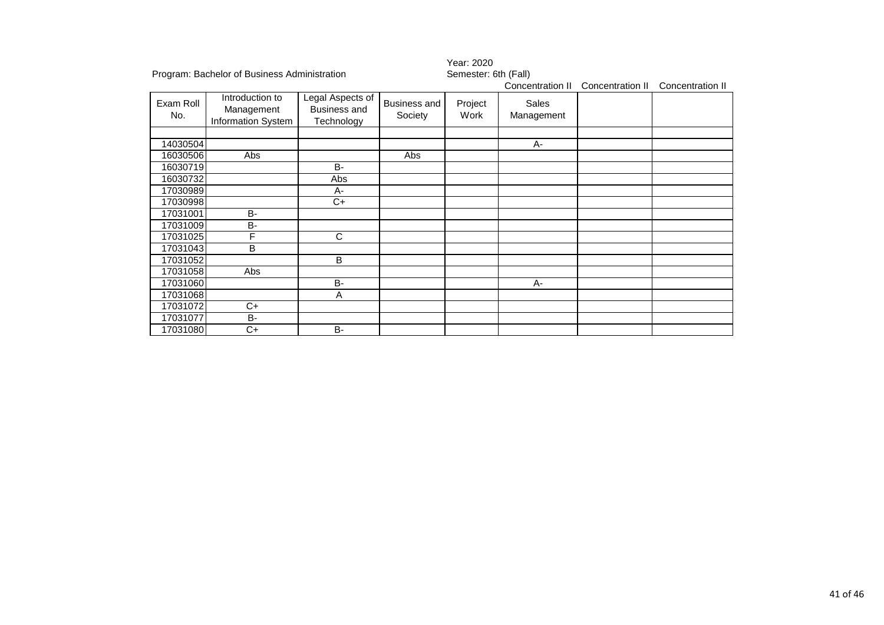Program: Bachelor of Business Administration

Year: 2020
Semester: 6th (Fall)

| | | | | | Concentration II | Concentration II | Concentration II |
|---|---|---|---|---|---|---|---|
| Exam Roll No. | Introduction to Management Information System | Legal Aspects of Business and Technology | Business and Society | Project Work | Sales Management | | |
| | | | | | | | |
| 14030504 | | | | | A- | | |
| 16030506 | Abs | | Abs | | | | |
| 16030719 | | B- | | | | | |
| 16030732 | | Abs | | | | | |
| 17030989 | | A- | | | | | |
| 17030998 | | C+ | | | | | |
| 17031001 | B- | | | | | | |
| 17031009 | B- | | | | | | |
| 17031025 | F | C | | | | | |
| 17031043 | B | | | | | | |
| 17031052 | | B | | | | | |
| 17031058 | Abs | | | | | | |
| 17031060 | | B- | | | A- | | |
| 17031068 | | A | | | | | |
| 17031072 | C+ | | | | | | |
| 17031077 | B- | | | | | | |
| 17031080 | C+ | B- | | | | | |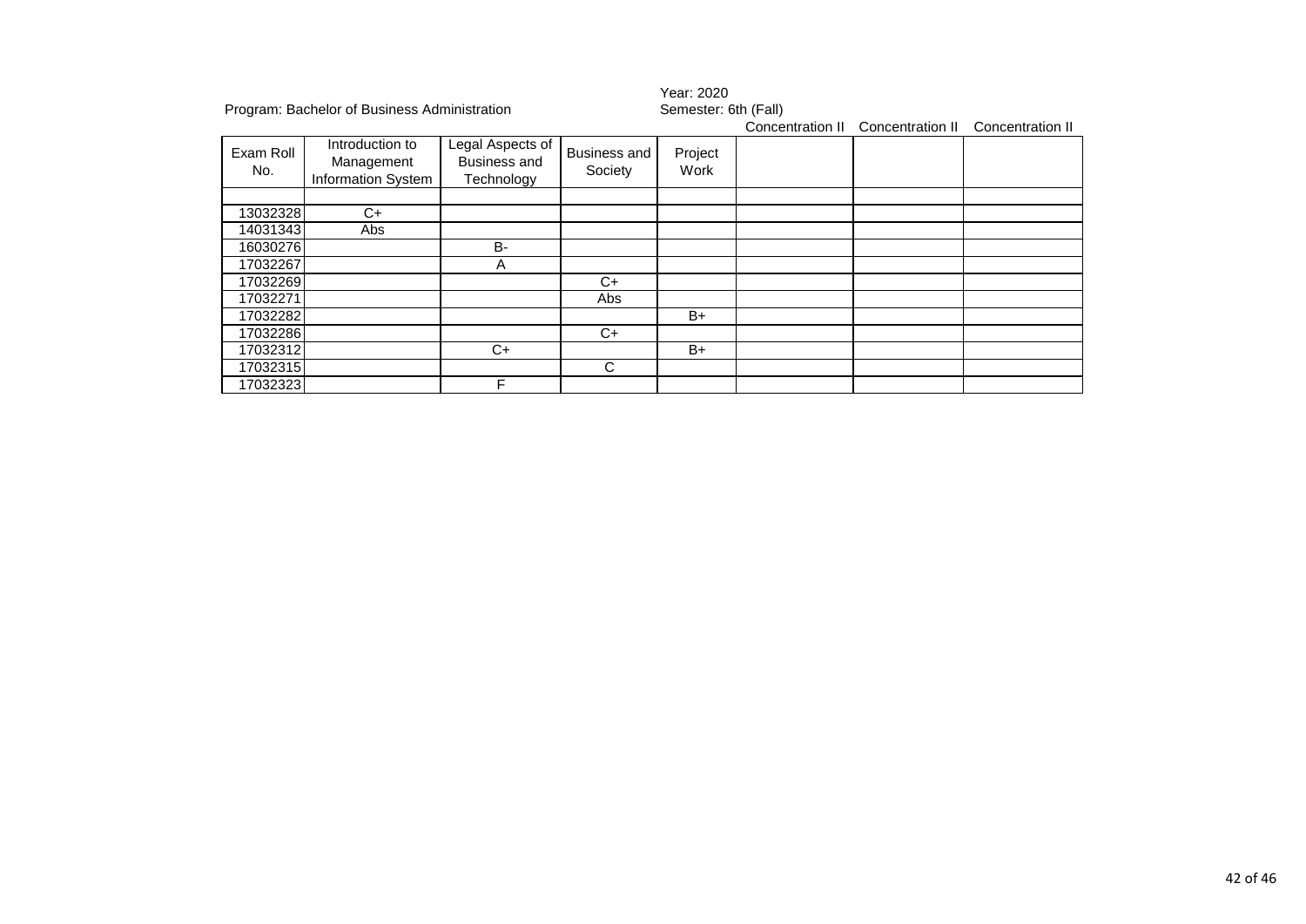Program: Bachelor of Business Administration

Year: 2020
Semester: 6th (Fall)

| Exam Roll No. | Introduction to Management Information System | Legal Aspects of Business and Technology | Business and Society | Project Work | Concentration II | Concentration II | Concentration II |
|---|---|---|---|---|---|---|---|
| | | | | | | | |
| 13032328 | C+ | | | | | | |
| 14031343 | Abs | | | | | | |
| 16030276 | | B- | | | | | |
| 17032267 | | A | | | | | |
| 17032269 | | | C+ | | | | |
| 17032271 | | | Abs | | | | |
| 17032282 | | | | B+ | | | |
| 17032286 | | | C+ | | | | |
| 17032312 | | C+ | | B+ | | | |
| 17032315 | | | C | | | | |
| 17032323 | | F | | | | | |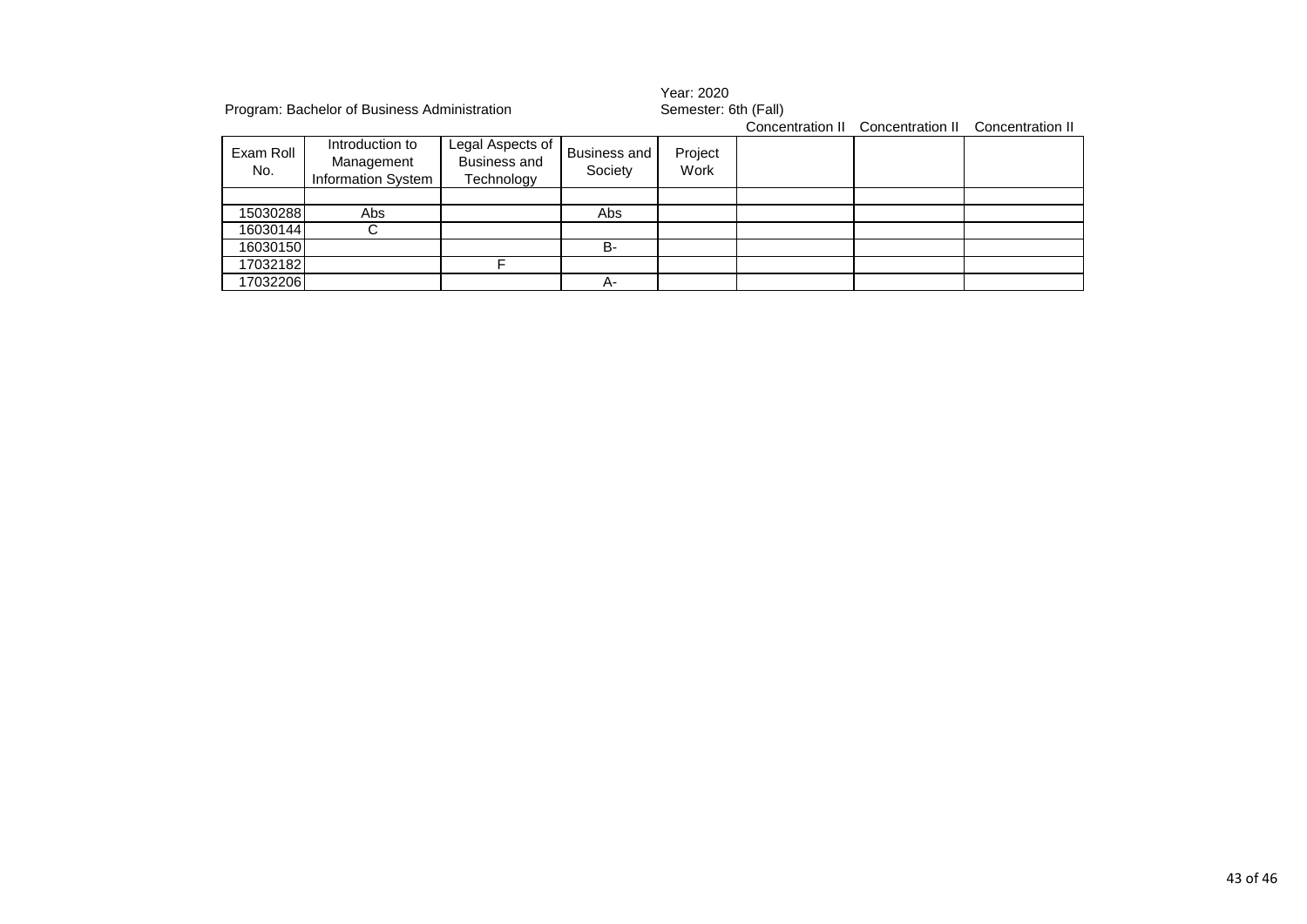Program: Bachelor of Business Administration

Year: 2020
Semester: 6th (Fall)

| | | | | | Concentration II | Concentration II | Concentration II |
|---|---|---|---|---|---|---|---|
| Exam Roll No. | Introduction to Management Information System | Legal Aspects of Business and Technology | Business and Society | Project Work | | | |
| | | | | | | | |
| 15030288 | Abs | | Abs | | | | |
| 16030144 | C | | | | | | |
| 16030150 | | | B- | | | | |
| 17032182 | | F | | | | | |
| 17032206 | | | A- | | | | |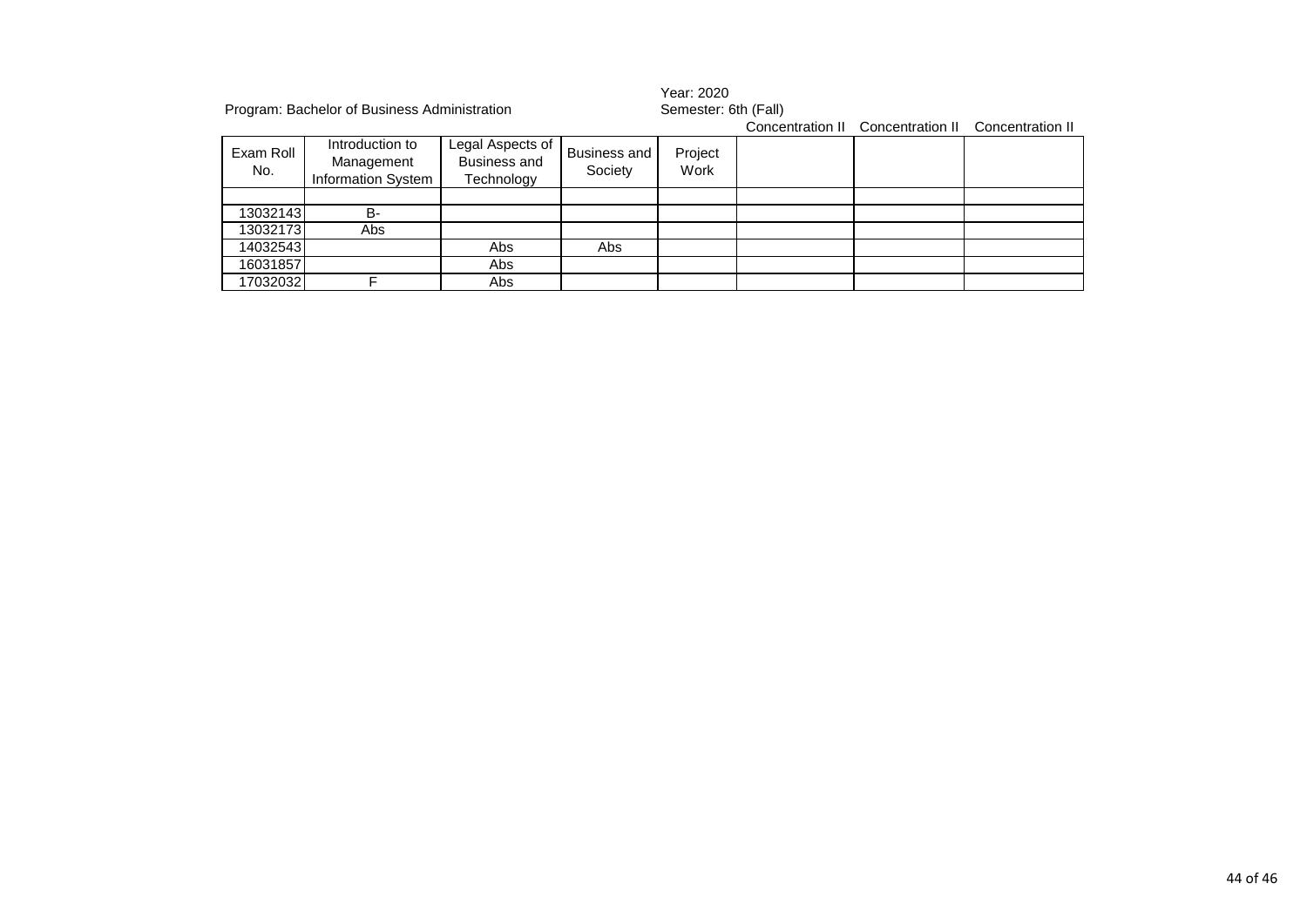Program: Bachelor of Business Administration

Year: 2020

Semester: 6th (Fall)

| Exam Roll No. | Introduction to Management Information System | Legal Aspects of Business and Technology | Business and Society | Project Work | Concentration II | Concentration II | Concentration II |
|---|---|---|---|---|---|---|---|
| | | | | | | | |
| 13032143 | B- | | | | | | |
| 13032173 | Abs | | | | | | |
| 14032543 | | Abs | Abs | | | | |
| 16031857 | | Abs | | | | | |
| 17032032 | F | Abs | | | | | |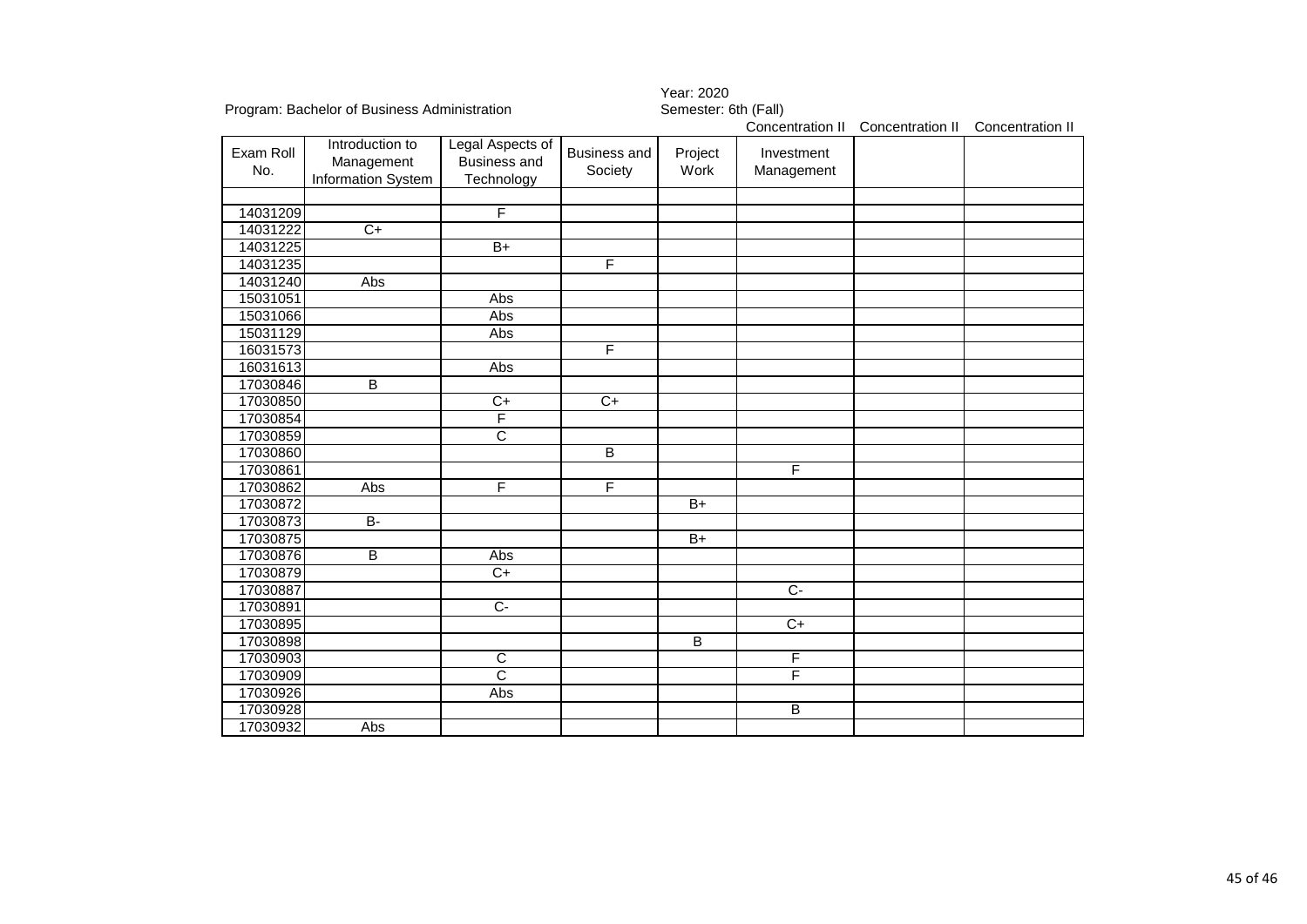Program: Bachelor of Business Administration

Year: 2020
Semester: 6th (Fall)

| Exam Roll No. | Introduction to Management Information System | Legal Aspects of Business and Technology | Business and Society | Project Work | Concentration II Investment Management | Concentration II | Concentration II |
|---|---|---|---|---|---|---|---|
| | | | | | | | |
| 14031209 | | F | | | | | |
| 14031222 | C+ | | | | | | |
| 14031225 | | B+ | | | | | |
| 14031235 | | | F | | | | |
| 14031240 | Abs | | | | | | |
| 15031051 | | Abs | | | | | |
| 15031066 | | Abs | | | | | |
| 15031129 | | Abs | | | | | |
| 16031573 | | | F | | | | |
| 16031613 | | Abs | | | | | |
| 17030846 | B | | | | | | |
| 17030850 | | C+ | C+ | | | | |
| 17030854 | | F | | | | | |
| 17030859 | | C | | | | | |
| 17030860 | | | B | | | | |
| 17030861 | | | | | F | | |
| 17030862 | Abs | F | F | | | | |
| 17030872 | | | | B+ | | | |
| 17030873 | B- | | | | | | |
| 17030875 | | | | B+ | | | |
| 17030876 | B | Abs | | | | | |
| 17030879 | | C+ | | | | | |
| 17030887 | | | | | C- | | |
| 17030891 | | C- | | | | | |
| 17030895 | | | | | C+ | | |
| 17030898 | | | | B | | | |
| 17030903 | | C | | | F | | |
| 17030909 | | C | | | F | | |
| 17030926 | | Abs | | | | | |
| 17030928 | | | | | B | | |
| 17030932 | Abs | | | | | | |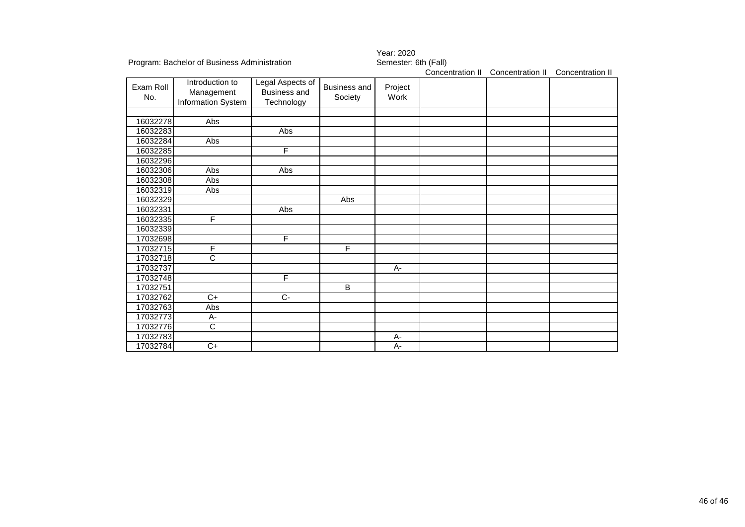Program: Bachelor of Business Administration

Year: 2020
Semester: 6th (Fall)

| Exam Roll No. | Introduction to Management Information System | Legal Aspects of Business and Technology | Business and Society | Project Work | Concentration II | Concentration II | Concentration II |
|---|---|---|---|---|---|---|---|
| | | | | | | | |
| 16032278 | Abs | | | | | | |
| 16032283 | | Abs | | | | | |
| 16032284 | Abs | | | | | | |
| 16032285 | | F | | | | | |
| 16032296 | | | | | | | |
| 16032306 | Abs | Abs | | | | | |
| 16032308 | Abs | | | | | | |
| 16032319 | Abs | | | | | | |
| 16032329 | | | Abs | | | | |
| 16032331 | | Abs | | | | | |
| 16032335 | F | | | | | | |
| 16032339 | | | | | | | |
| 17032698 | | F | | | | | |
| 17032715 | F | | F | | | | |
| 17032718 | C | | | | | | |
| 17032737 | | | | A- | | | |
| 17032748 | | F | | | | | |
| 17032751 | | | B | | | | |
| 17032762 | C+ | C- | | | | | |
| 17032763 | Abs | | | | | | |
| 17032773 | A- | | | | | | |
| 17032776 | C | | | | | | |
| 17032783 | | | | A- | | | |
| 17032784 | C+ | | | A- | | | |